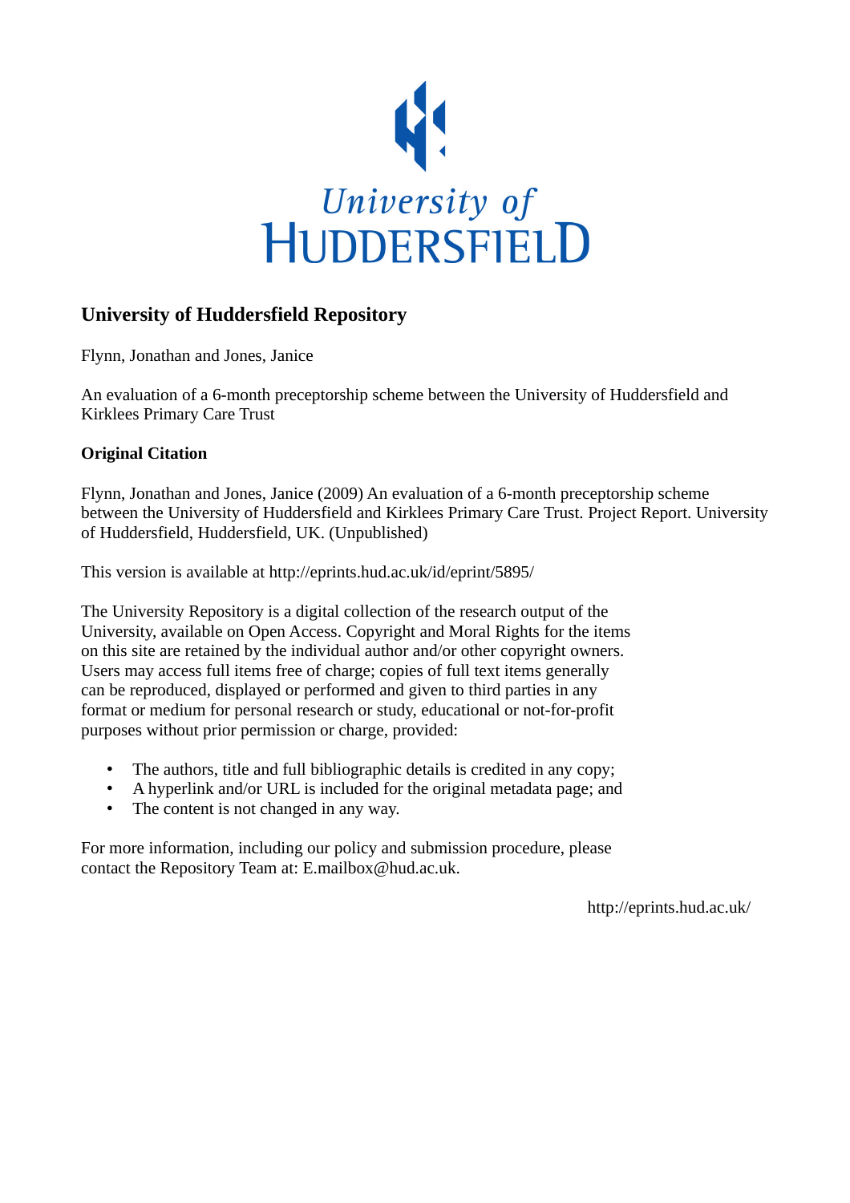University of HUDDERSFIELD

## University of Huddersfield Repository

Flynn, Jonathan and Jones, Janice

An evaluation of a 6-month preceptorship scheme between the University of Huddersfield and Kirklees Primary Care Trust

### Original Citation

Flynn, Jonathan and Jones, Janice (2009) An evaluation of a 6-month preceptorship scheme between the University of Huddersfield and Kirklees Primary Care Trust. Project Report. University of Huddersfield, Huddersfield, UK. (Unpublished)

This version is available at http://eprints.hud.ac.uk/id/eprint/5895/

The University Repository is a digital collection of the research output of the University, available on Open Access. Copyright and Moral Rights for the items on this site are retained by the individual author and/or other copyright owners. Users may access full items free of charge; copies of full text items generally can be reproduced, displayed or performed and given to third parties in any format or medium for personal research or study, educational or not-for-profit purposes without prior permission or charge, provided:

- The authors, title and full bibliographic details is credited in any copy;
- A hyperlink and/or URL is included for the original metadata page; and
- The content is not changed in any way.

For more information, including our policy and submission procedure, please contact the Repository Team at: E.mailbox@hud.ac.uk.

http://eprints.hud.ac.uk/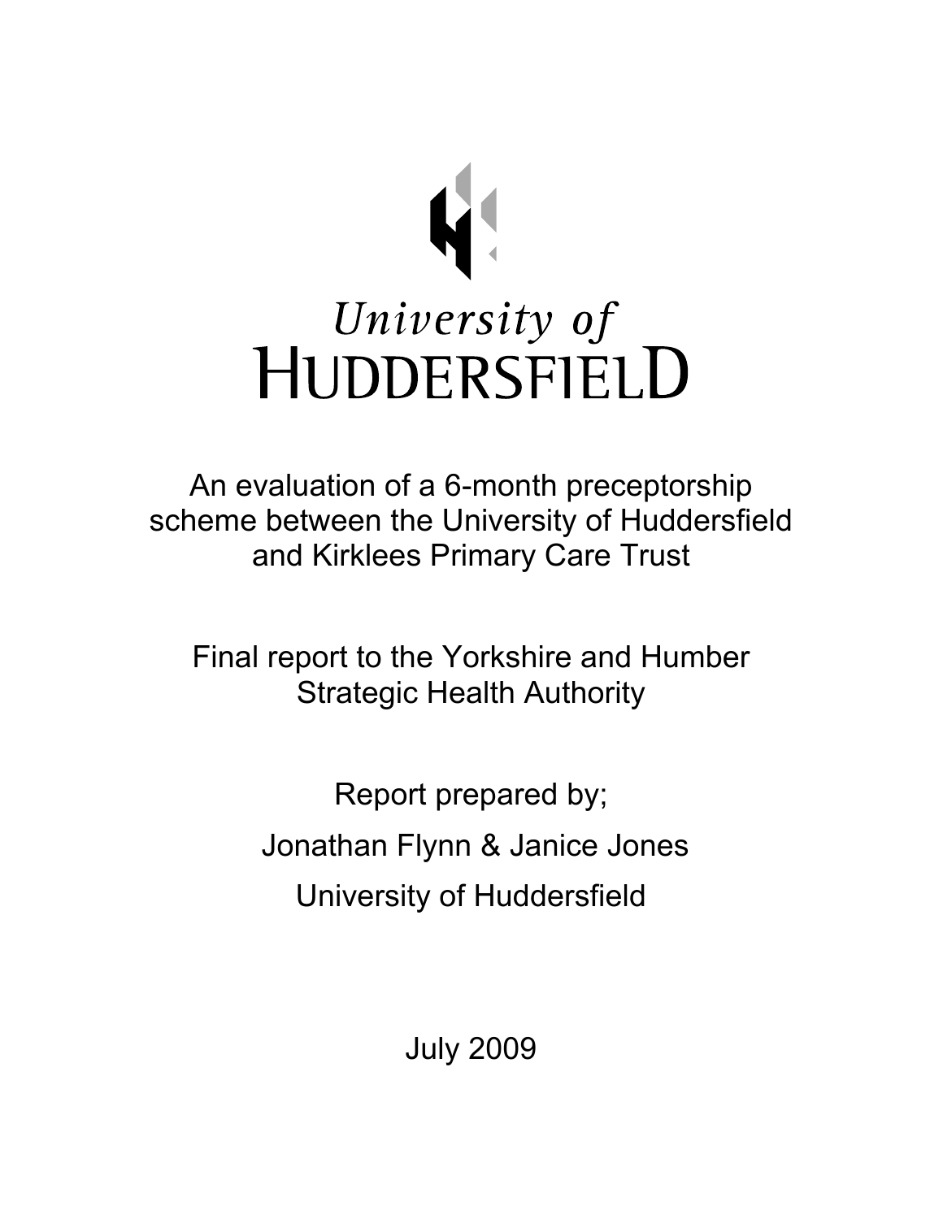University of
HUDDERSFIELD

An evaluation of a 6-month preceptorship scheme between the University of Huddersfield and Kirklees Primary Care Trust

Final report to the Yorkshire and Humber Strategic Health Authority

Report prepared by;

Jonathan Flynn & Janice Jones

University of Huddersfield

July 2009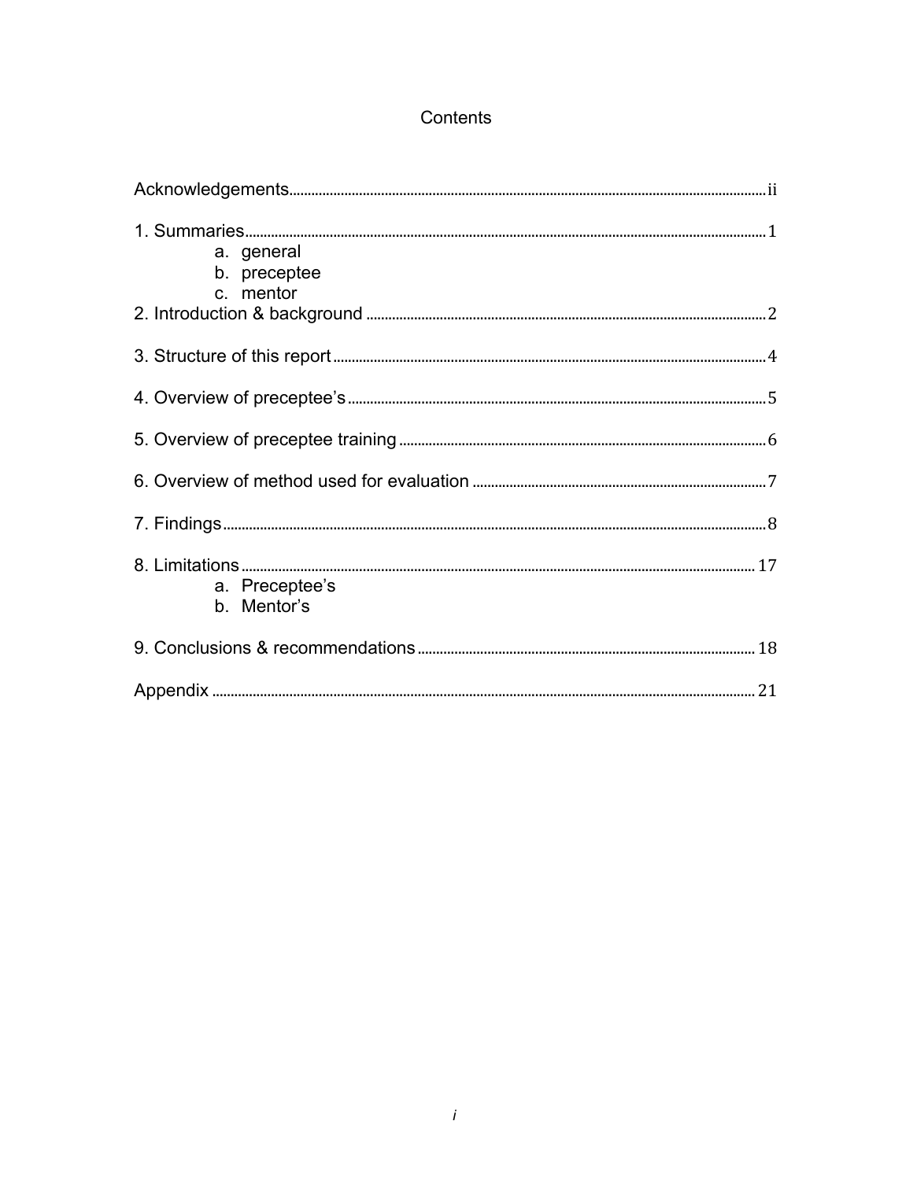# Contents

Acknowledgements .......... ii

1. Summaries .......... 1
   a. general
   b. preceptee
   c. mentor

2. Introduction & background .......... 2

3. Structure of this report .......... 4

4. Overview of preceptee's .......... 5

5. Overview of preceptee training .......... 6

6. Overview of method used for evaluation .......... 7

7. Findings .......... 8

8. Limitations .......... 17
   a. Preceptee's
   b. Mentor's

9. Conclusions & recommendations .......... 18

Appendix .......... 21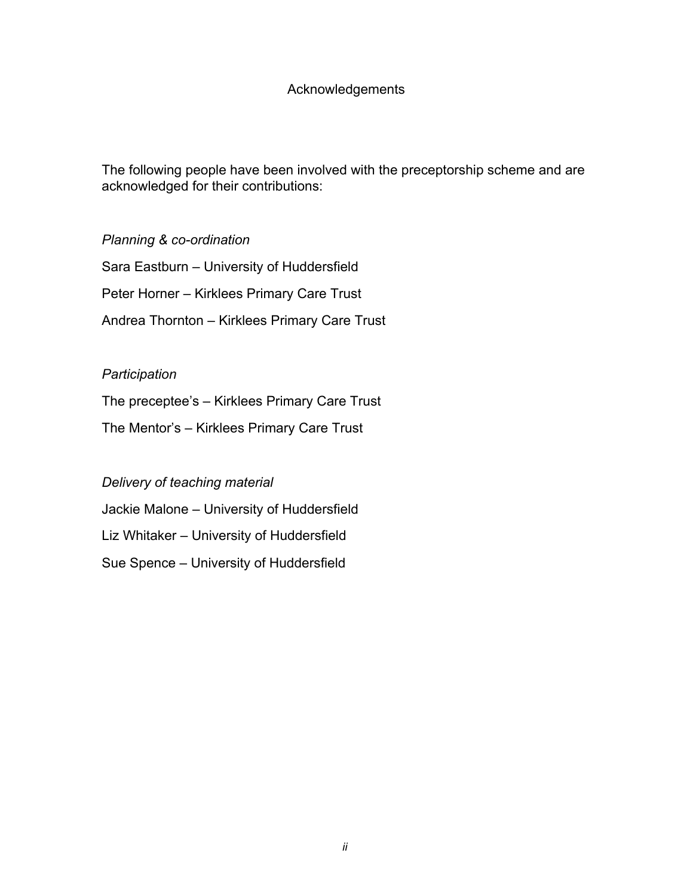# Acknowledgements

The following people have been involved with the preceptorship scheme and are acknowledged for their contributions:

*Planning & co-ordination*

Sara Eastburn – University of Huddersfield

Peter Horner – Kirklees Primary Care Trust

Andrea Thornton – Kirklees Primary Care Trust

*Participation*

The preceptee's – Kirklees Primary Care Trust

The Mentor's – Kirklees Primary Care Trust

*Delivery of teaching material*

Jackie Malone – University of Huddersfield

Liz Whitaker – University of Huddersfield

Sue Spence – University of Huddersfield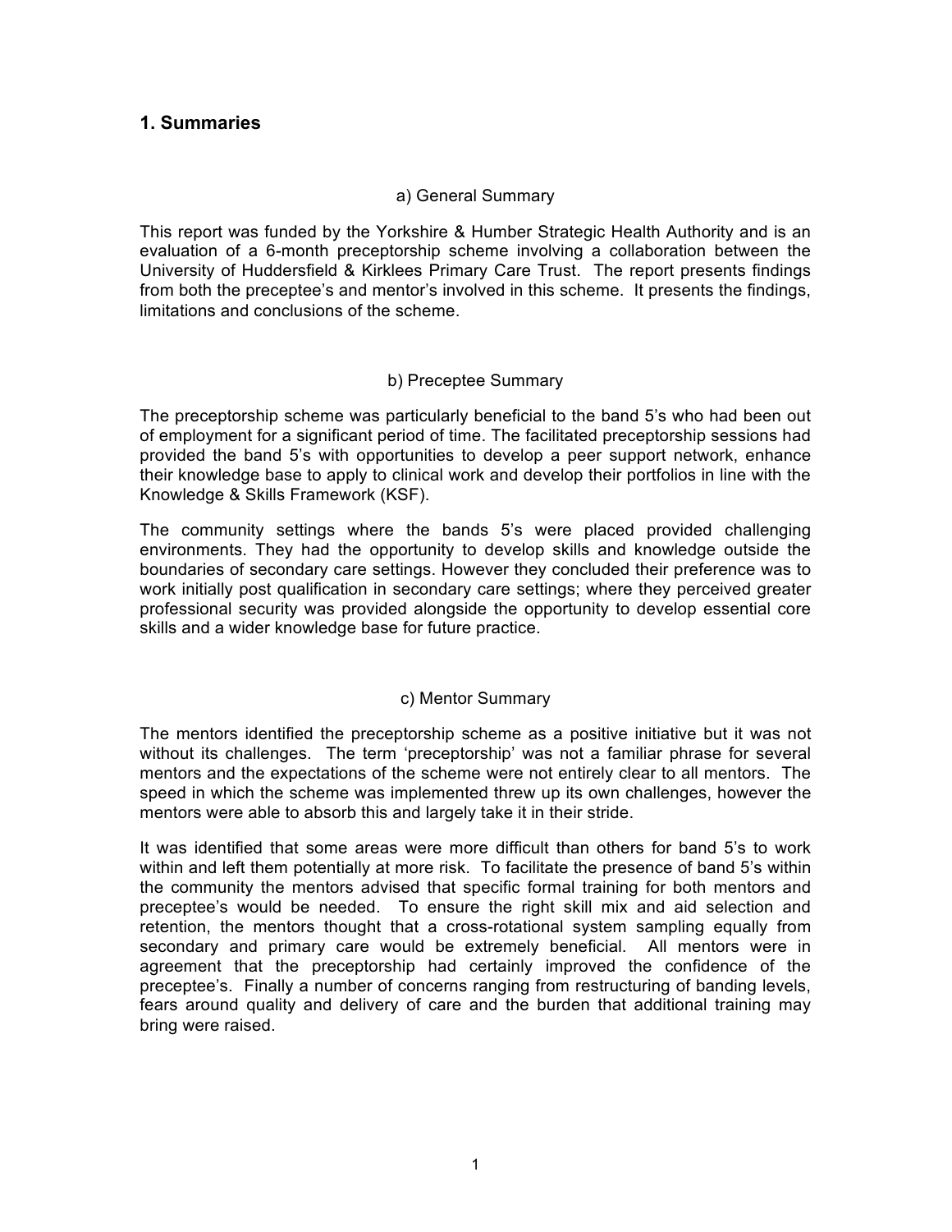## 1. Summaries

### a) General Summary

This report was funded by the Yorkshire & Humber Strategic Health Authority and is an evaluation of a 6-month preceptorship scheme involving a collaboration between the University of Huddersfield & Kirklees Primary Care Trust. The report presents findings from both the preceptee's and mentor's involved in this scheme. It presents the findings, limitations and conclusions of the scheme.

### b) Preceptee Summary

The preceptorship scheme was particularly beneficial to the band 5's who had been out of employment for a significant period of time. The facilitated preceptorship sessions had provided the band 5's with opportunities to develop a peer support network, enhance their knowledge base to apply to clinical work and develop their portfolios in line with the Knowledge & Skills Framework (KSF).

The community settings where the bands 5's were placed provided challenging environments. They had the opportunity to develop skills and knowledge outside the boundaries of secondary care settings. However they concluded their preference was to work initially post qualification in secondary care settings; where they perceived greater professional security was provided alongside the opportunity to develop essential core skills and a wider knowledge base for future practice.

### c) Mentor Summary

The mentors identified the preceptorship scheme as a positive initiative but it was not without its challenges. The term 'preceptorship' was not a familiar phrase for several mentors and the expectations of the scheme were not entirely clear to all mentors. The speed in which the scheme was implemented threw up its own challenges, however the mentors were able to absorb this and largely take it in their stride.

It was identified that some areas were more difficult than others for band 5's to work within and left them potentially at more risk. To facilitate the presence of band 5's within the community the mentors advised that specific formal training for both mentors and preceptee's would be needed. To ensure the right skill mix and aid selection and retention, the mentors thought that a cross-rotational system sampling equally from secondary and primary care would be extremely beneficial. All mentors were in agreement that the preceptorship had certainly improved the confidence of the preceptee's. Finally a number of concerns ranging from restructuring of banding levels, fears around quality and delivery of care and the burden that additional training may bring were raised.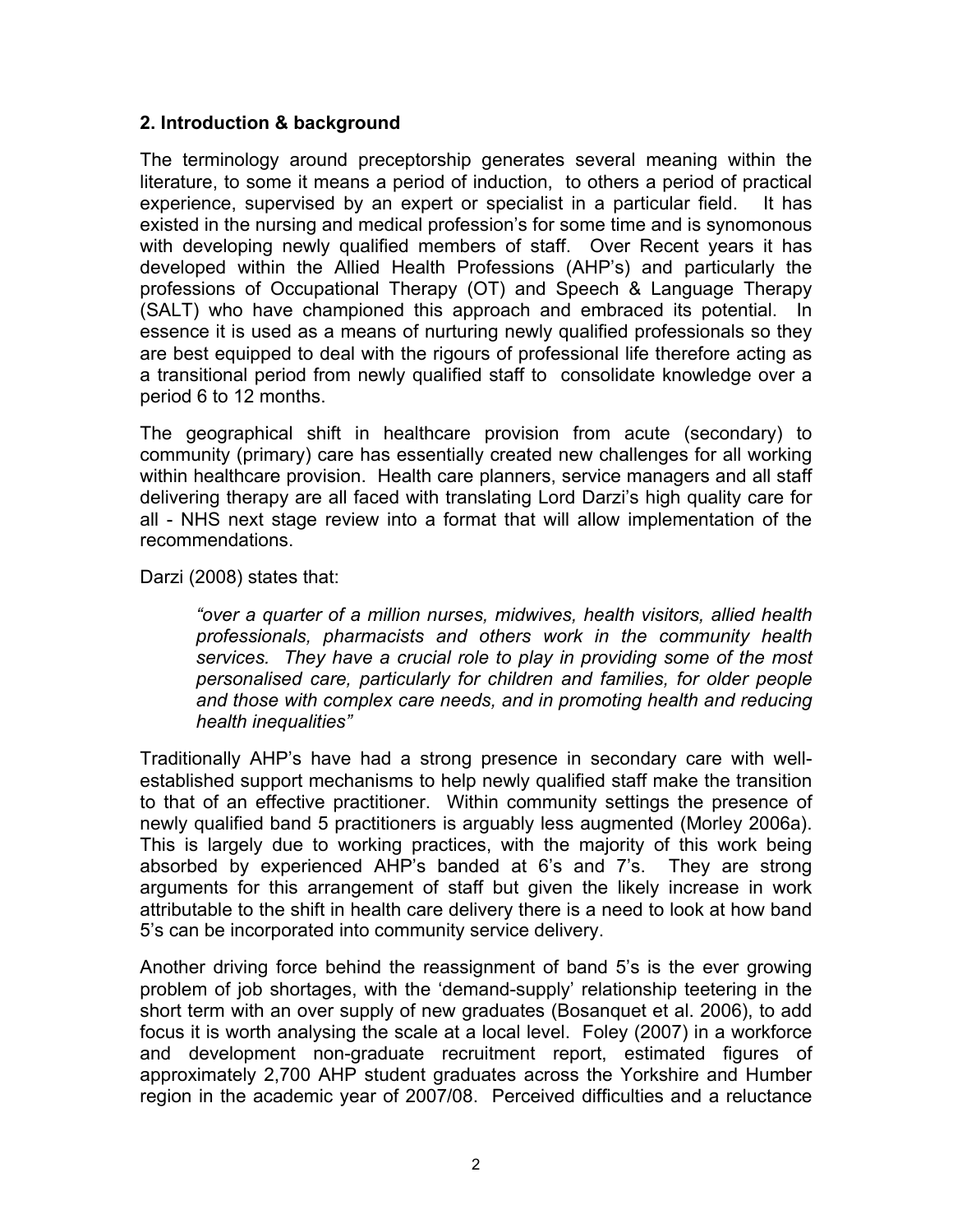## 2. Introduction & background

The terminology around preceptorship generates several meaning within the literature, to some it means a period of induction, to others a period of practical experience, supervised by an expert or specialist in a particular field. It has existed in the nursing and medical profession's for some time and is synomonous with developing newly qualified members of staff. Over Recent years it has developed within the Allied Health Professions (AHP's) and particularly the professions of Occupational Therapy (OT) and Speech & Language Therapy (SALT) who have championed this approach and embraced its potential. In essence it is used as a means of nurturing newly qualified professionals so they are best equipped to deal with the rigours of professional life therefore acting as a transitional period from newly qualified staff to consolidate knowledge over a period 6 to 12 months.

The geographical shift in healthcare provision from acute (secondary) to community (primary) care has essentially created new challenges for all working within healthcare provision. Health care planners, service managers and all staff delivering therapy are all faced with translating Lord Darzi's high quality care for all - NHS next stage review into a format that will allow implementation of the recommendations.

Darzi (2008) states that:

> *"over a quarter of a million nurses, midwives, health visitors, allied health professionals, pharmacists and others work in the community health services. They have a crucial role to play in providing some of the most personalised care, particularly for children and families, for older people and those with complex care needs, and in promoting health and reducing health inequalities"*

Traditionally AHP's have had a strong presence in secondary care with well-established support mechanisms to help newly qualified staff make the transition to that of an effective practitioner. Within community settings the presence of newly qualified band 5 practitioners is arguably less augmented (Morley 2006a). This is largely due to working practices, with the majority of this work being absorbed by experienced AHP's banded at 6's and 7's. They are strong arguments for this arrangement of staff but given the likely increase in work attributable to the shift in health care delivery there is a need to look at how band 5's can be incorporated into community service delivery.

Another driving force behind the reassignment of band 5's is the ever growing problem of job shortages, with the 'demand-supply' relationship teetering in the short term with an over supply of new graduates (Bosanquet et al. 2006), to add focus it is worth analysing the scale at a local level. Foley (2007) in a workforce and development non-graduate recruitment report, estimated figures of approximately 2,700 AHP student graduates across the Yorkshire and Humber region in the academic year of 2007/08. Perceived difficulties and a reluctance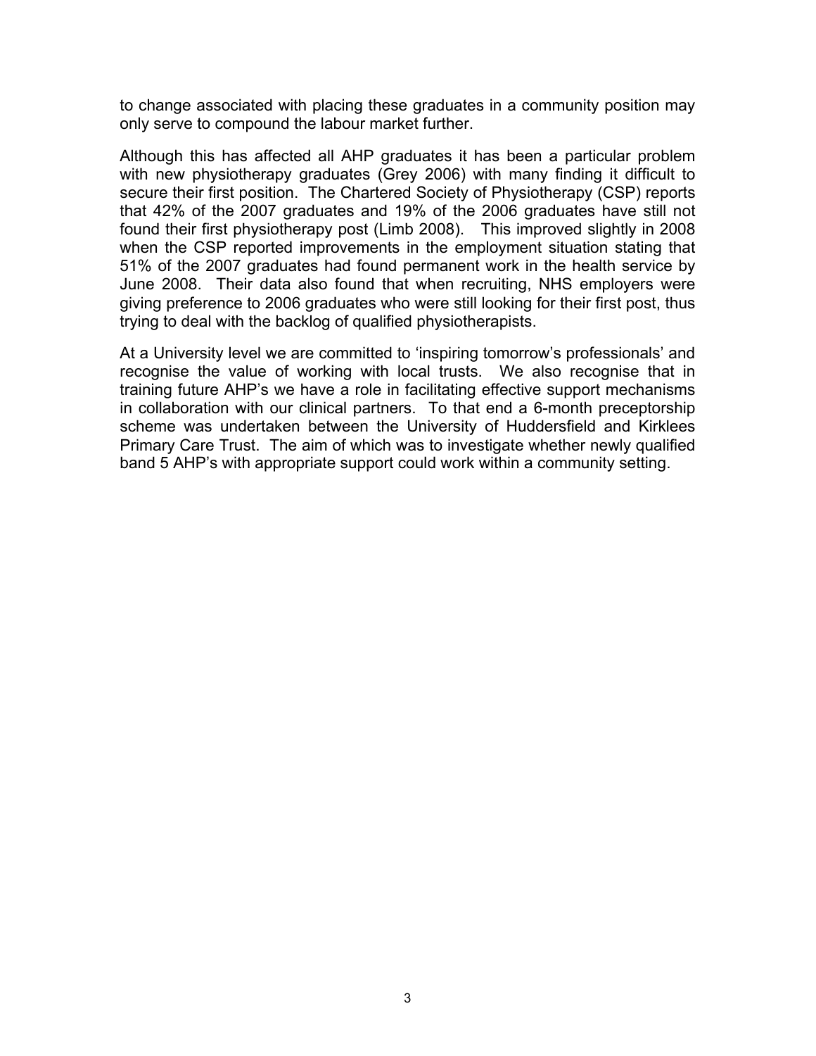to change associated with placing these graduates in a community position may only serve to compound the labour market further.

Although this has affected all AHP graduates it has been a particular problem with new physiotherapy graduates (Grey 2006) with many finding it difficult to secure their first position. The Chartered Society of Physiotherapy (CSP) reports that 42% of the 2007 graduates and 19% of the 2006 graduates have still not found their first physiotherapy post (Limb 2008). This improved slightly in 2008 when the CSP reported improvements in the employment situation stating that 51% of the 2007 graduates had found permanent work in the health service by June 2008. Their data also found that when recruiting, NHS employers were giving preference to 2006 graduates who were still looking for their first post, thus trying to deal with the backlog of qualified physiotherapists.

At a University level we are committed to 'inspiring tomorrow's professionals' and recognise the value of working with local trusts. We also recognise that in training future AHP's we have a role in facilitating effective support mechanisms in collaboration with our clinical partners. To that end a 6-month preceptorship scheme was undertaken between the University of Huddersfield and Kirklees Primary Care Trust. The aim of which was to investigate whether newly qualified band 5 AHP's with appropriate support could work within a community setting.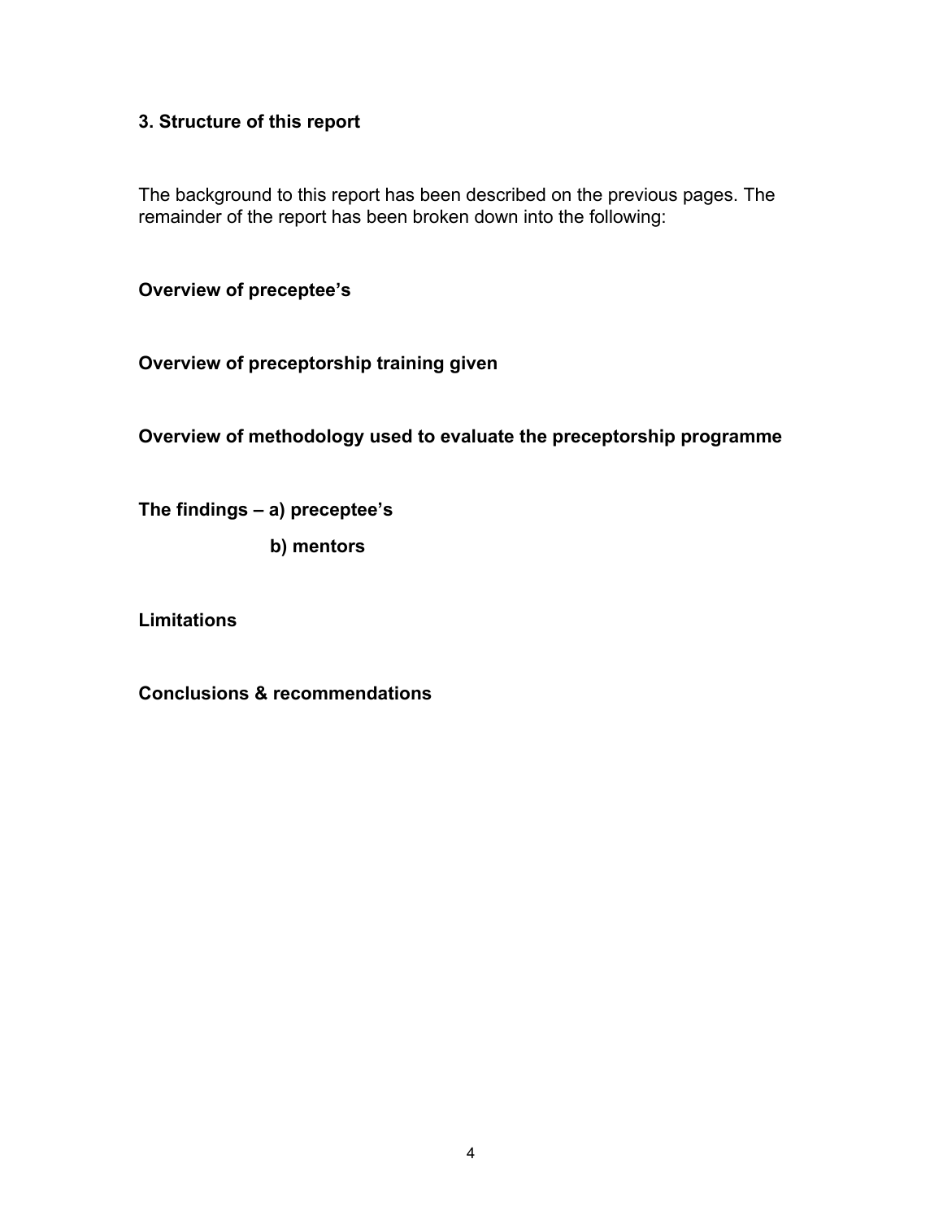## 3. Structure of this report

The background to this report has been described on the previous pages. The remainder of the report has been broken down into the following:

**Overview of preceptee's**

**Overview of preceptorship training given**

**Overview of methodology used to evaluate the preceptorship programme**

**The findings – a) preceptee's**

**b) mentors**

**Limitations**

**Conclusions & recommendations**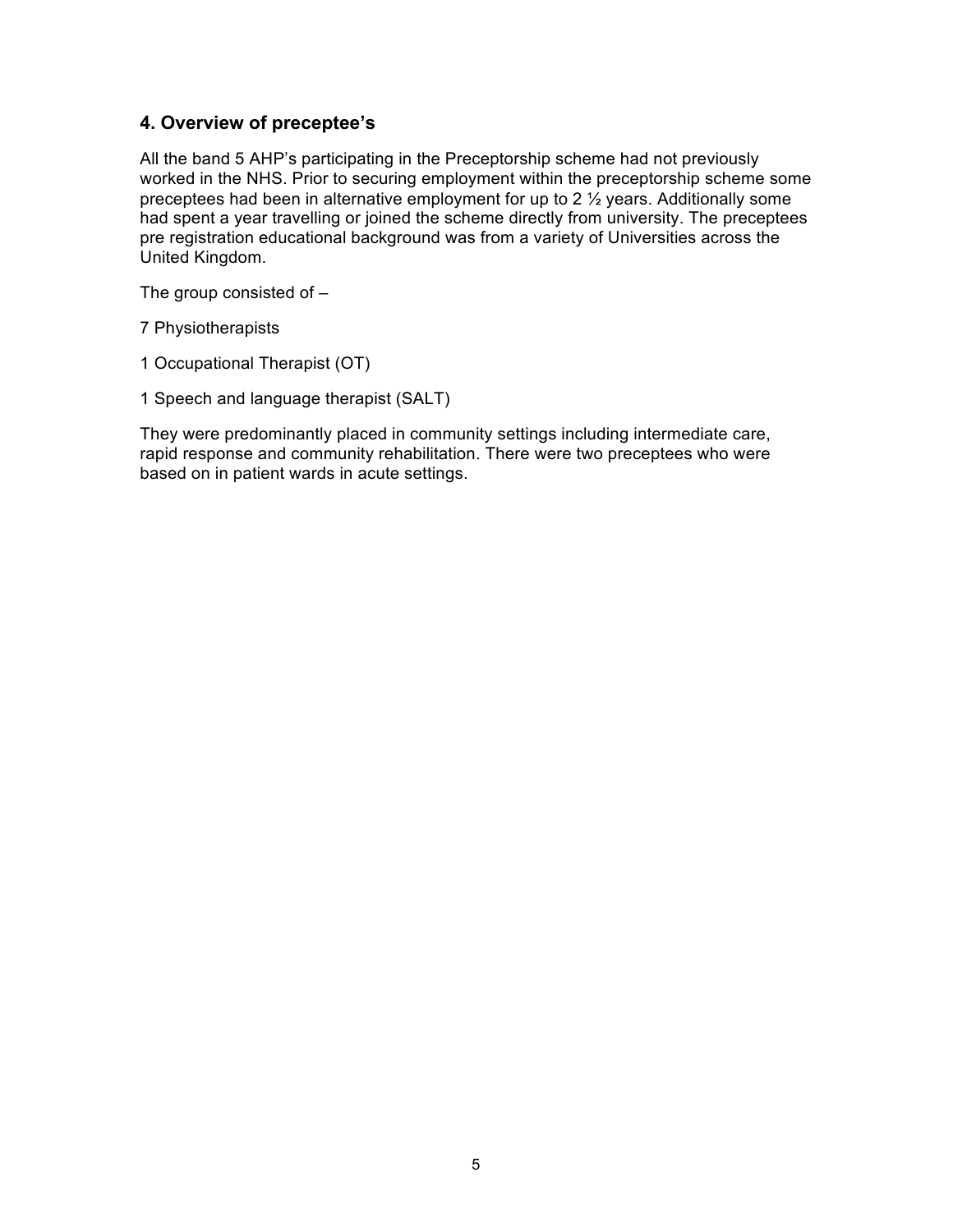## 4. Overview of preceptee's

All the band 5 AHP's participating in the Preceptorship scheme had not previously worked in the NHS. Prior to securing employment within the preceptorship scheme some preceptees had been in alternative employment for up to 2 ½ years. Additionally some had spent a year travelling or joined the scheme directly from university. The preceptees pre registration educational background was from a variety of Universities across the United Kingdom.

The group consisted of –

7 Physiotherapists

1 Occupational Therapist (OT)

1 Speech and language therapist (SALT)

They were predominantly placed in community settings including intermediate care, rapid response and community rehabilitation. There were two preceptees who were based on in patient wards in acute settings.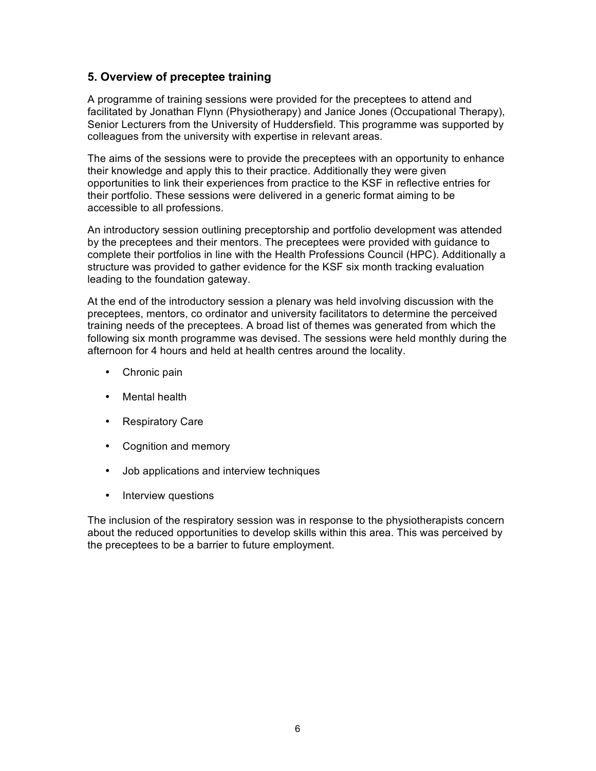## 5. Overview of preceptee training

A programme of training sessions were provided for the preceptees to attend and facilitated by Jonathan Flynn (Physiotherapy) and Janice Jones (Occupational Therapy), Senior Lecturers from the University of Huddersfield. This programme was supported by colleagues from the university with expertise in relevant areas.

The aims of the sessions were to provide the preceptees with an opportunity to enhance their knowledge and apply this to their practice. Additionally they were given opportunities to link their experiences from practice to the KSF in reflective entries for their portfolio. These sessions were delivered in a generic format aiming to be accessible to all professions.

An introductory session outlining preceptorship and portfolio development was attended by the preceptees and their mentors. The preceptees were provided with guidance to complete their portfolios in line with the Health Professions Council (HPC). Additionally a structure was provided to gather evidence for the KSF six month tracking evaluation leading to the foundation gateway.

At the end of the introductory session a plenary was held involving discussion with the preceptees, mentors, co ordinator and university facilitators to determine the perceived training needs of the preceptees. A broad list of themes was generated from which the following six month programme was devised. The sessions were held monthly during the afternoon for 4 hours and held at health centres around the locality.

- Chronic pain
- Mental health
- Respiratory Care
- Cognition and memory
- Job applications and interview techniques
- Interview questions

The inclusion of the respiratory session was in response to the physiotherapists concern about the reduced opportunities to develop skills within this area. This was perceived by the preceptees to be a barrier to future employment.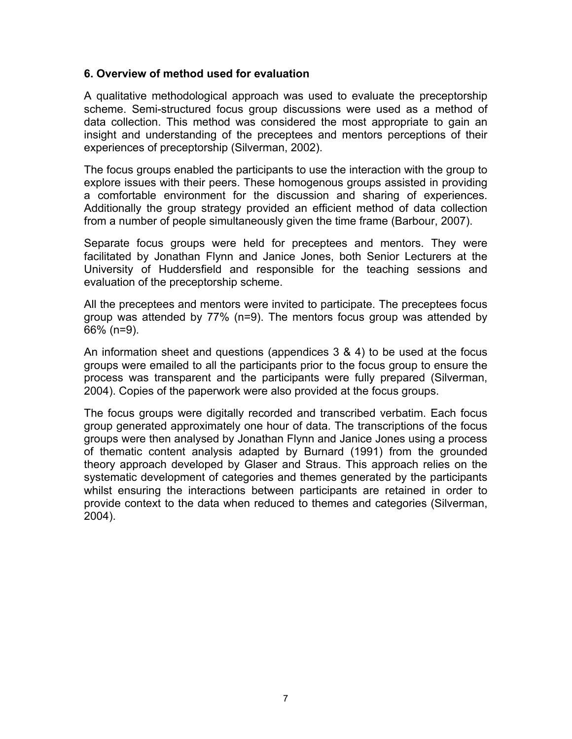### 6. Overview of method used for evaluation

A qualitative methodological approach was used to evaluate the preceptorship scheme. Semi-structured focus group discussions were used as a method of data collection. This method was considered the most appropriate to gain an insight and understanding of the preceptees and mentors perceptions of their experiences of preceptorship (Silverman, 2002).

The focus groups enabled the participants to use the interaction with the group to explore issues with their peers. These homogenous groups assisted in providing a comfortable environment for the discussion and sharing of experiences. Additionally the group strategy provided an efficient method of data collection from a number of people simultaneously given the time frame (Barbour, 2007).

Separate focus groups were held for preceptees and mentors. They were facilitated by Jonathan Flynn and Janice Jones, both Senior Lecturers at the University of Huddersfield and responsible for the teaching sessions and evaluation of the preceptorship scheme.

All the preceptees and mentors were invited to participate. The preceptees focus group was attended by 77% (n=9). The mentors focus group was attended by 66% (n=9).

An information sheet and questions (appendices 3 & 4) to be used at the focus groups were emailed to all the participants prior to the focus group to ensure the process was transparent and the participants were fully prepared (Silverman, 2004). Copies of the paperwork were also provided at the focus groups.

The focus groups were digitally recorded and transcribed verbatim. Each focus group generated approximately one hour of data. The transcriptions of the focus groups were then analysed by Jonathan Flynn and Janice Jones using a process of thematic content analysis adapted by Burnard (1991) from the grounded theory approach developed by Glaser and Straus. This approach relies on the systematic development of categories and themes generated by the participants whilst ensuring the interactions between participants are retained in order to provide context to the data when reduced to themes and categories (Silverman, 2004).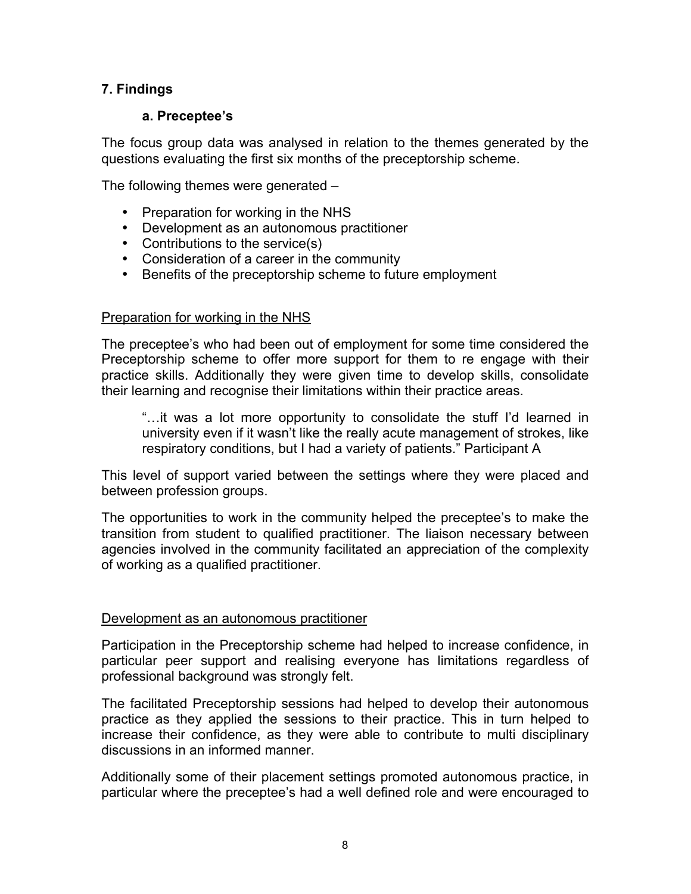## 7. Findings

### a. Preceptee's

The focus group data was analysed in relation to the themes generated by the questions evaluating the first six months of the preceptorship scheme.

The following themes were generated –

- Preparation for working in the NHS
- Development as an autonomous practitioner
- Contributions to the service(s)
- Consideration of a career in the community
- Benefits of the preceptorship scheme to future employment

<u>Preparation for working in the NHS</u>

The preceptee's who had been out of employment for some time considered the Preceptorship scheme to offer more support for them to re engage with their practice skills. Additionally they were given time to develop skills, consolidate their learning and recognise their limitations within their practice areas.

> "…it was a lot more opportunity to consolidate the stuff I'd learned in university even if it wasn't like the really acute management of strokes, like respiratory conditions, but I had a variety of patients." Participant A

This level of support varied between the settings where they were placed and between profession groups.

The opportunities to work in the community helped the preceptee's to make the transition from student to qualified practitioner. The liaison necessary between agencies involved in the community facilitated an appreciation of the complexity of working as a qualified practitioner.

<u>Development as an autonomous practitioner</u>

Participation in the Preceptorship scheme had helped to increase confidence, in particular peer support and realising everyone has limitations regardless of professional background was strongly felt.

The facilitated Preceptorship sessions had helped to develop their autonomous practice as they applied the sessions to their practice. This in turn helped to increase their confidence, as they were able to contribute to multi disciplinary discussions in an informed manner.

Additionally some of their placement settings promoted autonomous practice, in particular where the preceptee's had a well defined role and were encouraged to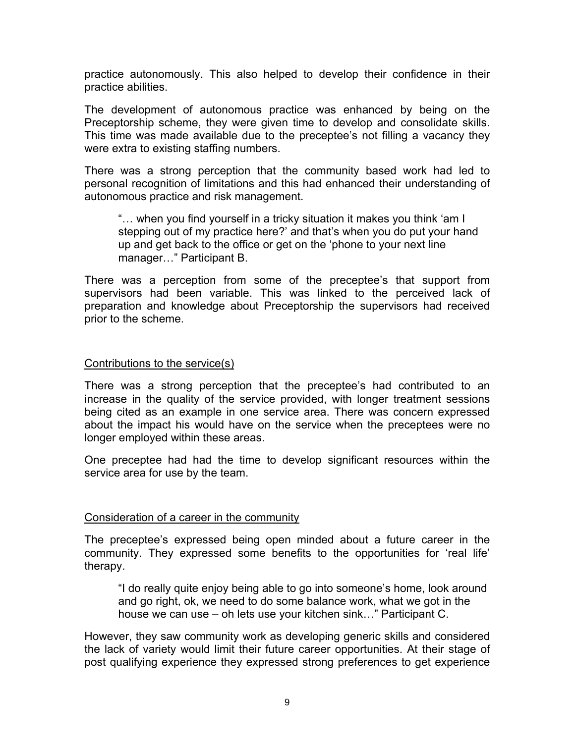practice autonomously. This also helped to develop their confidence in their practice abilities.

The development of autonomous practice was enhanced by being on the Preceptorship scheme, they were given time to develop and consolidate skills. This time was made available due to the preceptee's not filling a vacancy they were extra to existing staffing numbers.

There was a strong perception that the community based work had led to personal recognition of limitations and this had enhanced their understanding of autonomous practice and risk management.

> "… when you find yourself in a tricky situation it makes you think 'am I stepping out of my practice here?' and that's when you do put your hand up and get back to the office or get on the 'phone to your next line manager…" Participant B.

There was a perception from some of the preceptee's that support from supervisors had been variable. This was linked to the perceived lack of preparation and knowledge about Preceptorship the supervisors had received prior to the scheme.

Contributions to the service(s)

There was a strong perception that the preceptee's had contributed to an increase in the quality of the service provided, with longer treatment sessions being cited as an example in one service area. There was concern expressed about the impact his would have on the service when the preceptees were no longer employed within these areas.

One preceptee had had the time to develop significant resources within the service area for use by the team.

Consideration of a career in the community

The preceptee's expressed being open minded about a future career in the community. They expressed some benefits to the opportunities for 'real life' therapy.

> "I do really quite enjoy being able to go into someone's home, look around and go right, ok, we need to do some balance work, what we got in the house we can use – oh lets use your kitchen sink…" Participant C.

However, they saw community work as developing generic skills and considered the lack of variety would limit their future career opportunities. At their stage of post qualifying experience they expressed strong preferences to get experience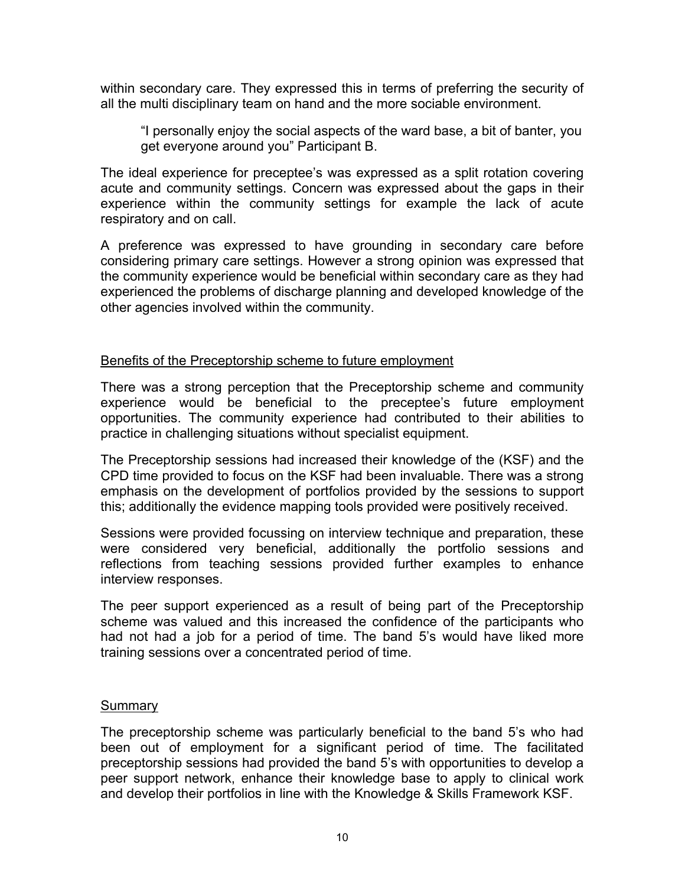within secondary care. They expressed this in terms of preferring the security of all the multi disciplinary team on hand and the more sociable environment.

> "I personally enjoy the social aspects of the ward base, a bit of banter, you get everyone around you" Participant B.

The ideal experience for preceptee's was expressed as a split rotation covering acute and community settings. Concern was expressed about the gaps in their experience within the community settings for example the lack of acute respiratory and on call.

A preference was expressed to have grounding in secondary care before considering primary care settings. However a strong opinion was expressed that the community experience would be beneficial within secondary care as they had experienced the problems of discharge planning and developed knowledge of the other agencies involved within the community.

<u>Benefits of the Preceptorship scheme to future employment</u>

There was a strong perception that the Preceptorship scheme and community experience would be beneficial to the preceptee's future employment opportunities. The community experience had contributed to their abilities to practice in challenging situations without specialist equipment.

The Preceptorship sessions had increased their knowledge of the (KSF) and the CPD time provided to focus on the KSF had been invaluable. There was a strong emphasis on the development of portfolios provided by the sessions to support this; additionally the evidence mapping tools provided were positively received.

Sessions were provided focussing on interview technique and preparation, these were considered very beneficial, additionally the portfolio sessions and reflections from teaching sessions provided further examples to enhance interview responses.

The peer support experienced as a result of being part of the Preceptorship scheme was valued and this increased the confidence of the participants who had not had a job for a period of time. The band 5's would have liked more training sessions over a concentrated period of time.

<u>Summary</u>

The preceptorship scheme was particularly beneficial to the band 5's who had been out of employment for a significant period of time. The facilitated preceptorship sessions had provided the band 5's with opportunities to develop a peer support network, enhance their knowledge base to apply to clinical work and develop their portfolios in line with the Knowledge & Skills Framework KSF.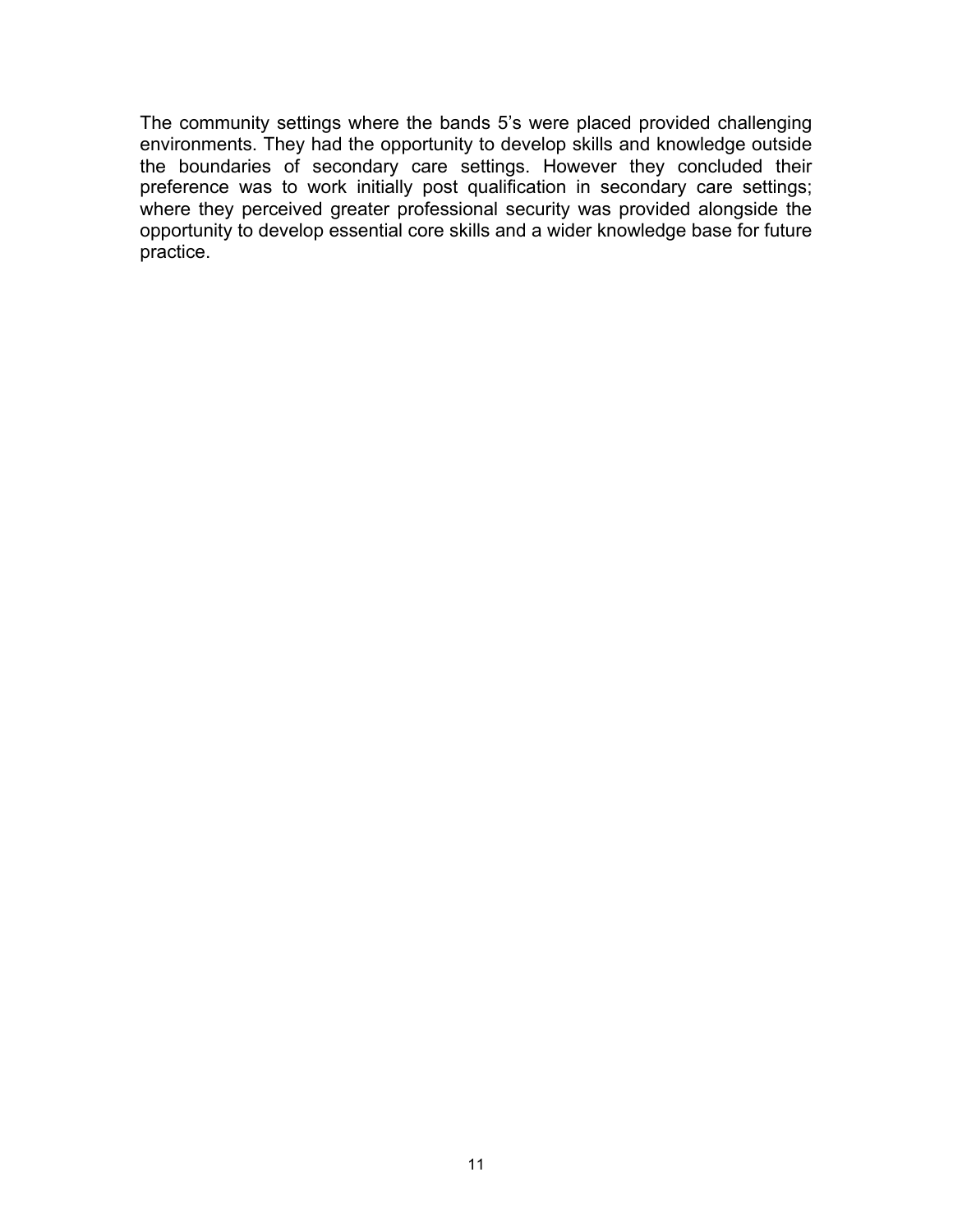The community settings where the bands 5's were placed provided challenging environments. They had the opportunity to develop skills and knowledge outside the boundaries of secondary care settings. However they concluded their preference was to work initially post qualification in secondary care settings; where they perceived greater professional security was provided alongside the opportunity to develop essential core skills and a wider knowledge base for future practice.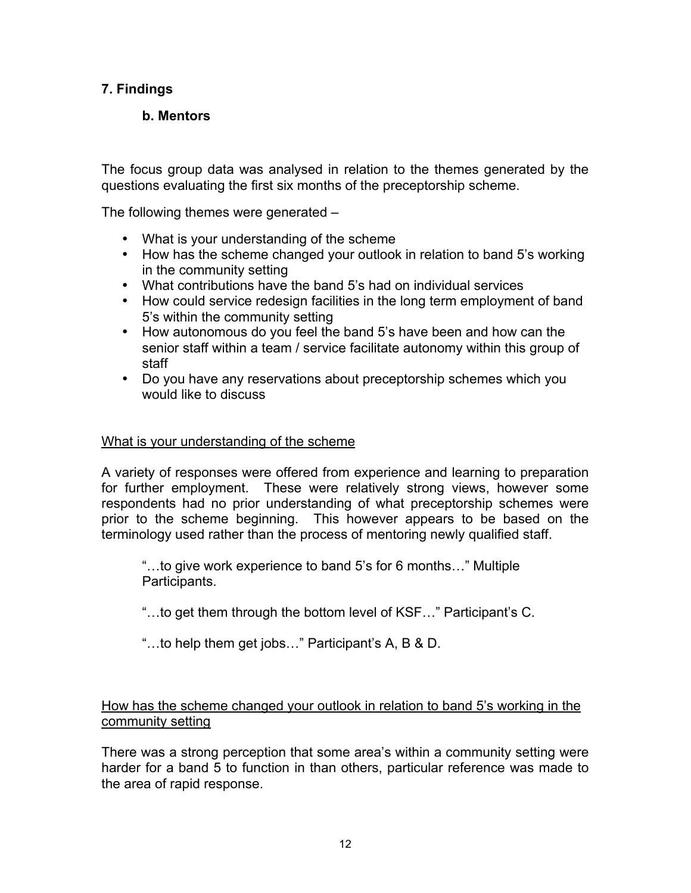## 7. Findings

### b. Mentors

The focus group data was analysed in relation to the themes generated by the questions evaluating the first six months of the preceptorship scheme.

The following themes were generated –

- What is your understanding of the scheme
- How has the scheme changed your outlook in relation to band 5's working in the community setting
- What contributions have the band 5's had on individual services
- How could service redesign facilities in the long term employment of band 5's within the community setting
- How autonomous do you feel the band 5's have been and how can the senior staff within a team / service facilitate autonomy within this group of staff
- Do you have any reservations about preceptorship schemes which you would like to discuss

<u>What is your understanding of the scheme</u>

A variety of responses were offered from experience and learning to preparation for further employment. These were relatively strong views, however some respondents had no prior understanding of what preceptorship schemes were prior to the scheme beginning. This however appears to be based on the terminology used rather than the process of mentoring newly qualified staff.

> "…to give work experience to band 5's for 6 months…" Multiple Participants.
>
> "…to get them through the bottom level of KSF…" Participant's C.
>
> "…to help them get jobs…" Participant's A, B & D.

<u>How has the scheme changed your outlook in relation to band 5's working in the community setting</u>

There was a strong perception that some area's within a community setting were harder for a band 5 to function in than others, particular reference was made to the area of rapid response.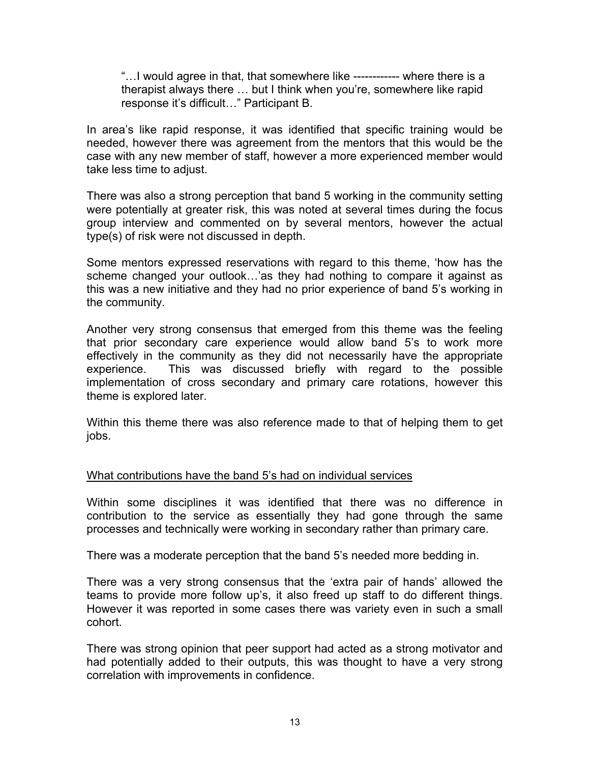> "…I would agree in that, that somewhere like ------------ where there is a therapist always there … but I think when you're, somewhere like rapid response it's difficult…" Participant B.

In area's like rapid response, it was identified that specific training would be needed, however there was agreement from the mentors that this would be the case with any new member of staff, however a more experienced member would take less time to adjust.

There was also a strong perception that band 5 working in the community setting were potentially at greater risk, this was noted at several times during the focus group interview and commented on by several mentors, however the actual type(s) of risk were not discussed in depth.

Some mentors expressed reservations with regard to this theme, 'how has the scheme changed your outlook…'as they had nothing to compare it against as this was a new initiative and they had no prior experience of band 5's working in the community.

Another very strong consensus that emerged from this theme was the feeling that prior secondary care experience would allow band 5's to work more effectively in the community as they did not necessarily have the appropriate experience. This was discussed briefly with regard to the possible implementation of cross secondary and primary care rotations, however this theme is explored later.

Within this theme there was also reference made to that of helping them to get jobs.

<u>What contributions have the band 5's had on individual services</u>

Within some disciplines it was identified that there was no difference in contribution to the service as essentially they had gone through the same processes and technically were working in secondary rather than primary care.

There was a moderate perception that the band 5's needed more bedding in.

There was a very strong consensus that the 'extra pair of hands' allowed the teams to provide more follow up's, it also freed up staff to do different things. However it was reported in some cases there was variety even in such a small cohort.

There was strong opinion that peer support had acted as a strong motivator and had potentially added to their outputs, this was thought to have a very strong correlation with improvements in confidence.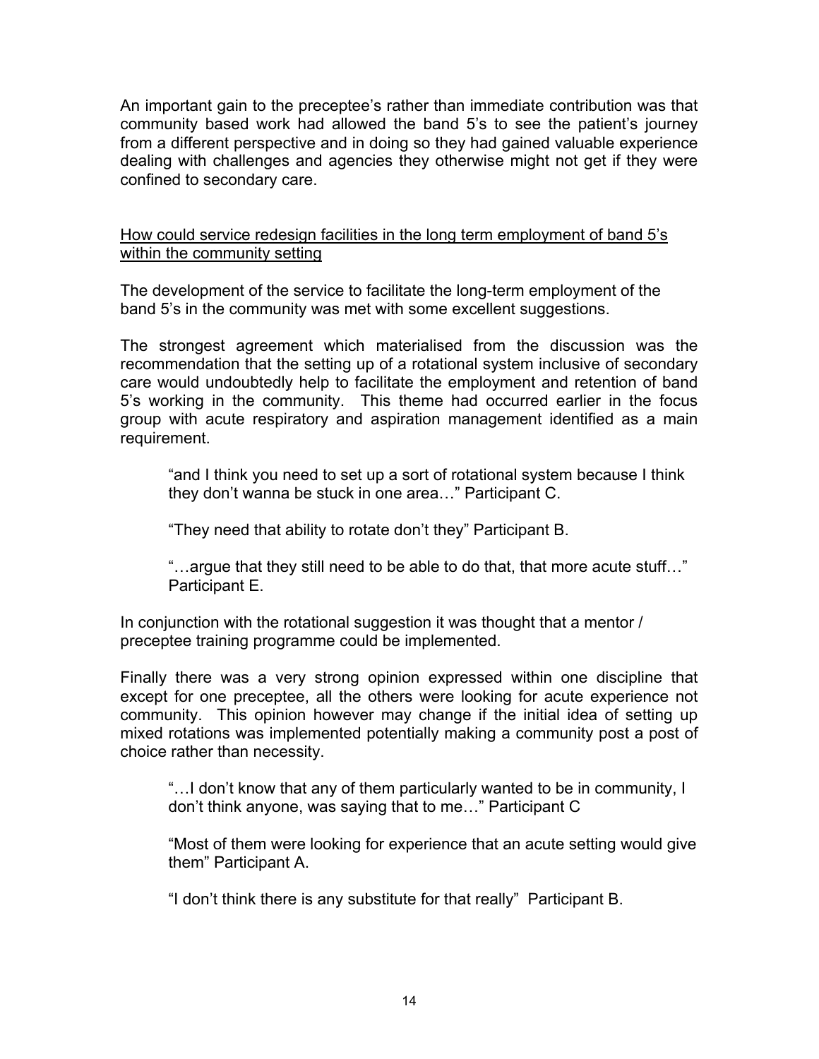An important gain to the preceptee's rather than immediate contribution was that community based work had allowed the band 5's to see the patient's journey from a different perspective and in doing so they had gained valuable experience dealing with challenges and agencies they otherwise might not get if they were confined to secondary care.

<u>How could service redesign facilities in the long term employment of band 5's within the community setting</u>

The development of the service to facilitate the long-term employment of the band 5's in the community was met with some excellent suggestions.

The strongest agreement which materialised from the discussion was the recommendation that the setting up of a rotational system inclusive of secondary care would undoubtedly help to facilitate the employment and retention of band 5's working in the community. This theme had occurred earlier in the focus group with acute respiratory and aspiration management identified as a main requirement.

> "and I think you need to set up a sort of rotational system because I think they don't wanna be stuck in one area…" Participant C.
>
> "They need that ability to rotate don't they" Participant B.
>
> "…argue that they still need to be able to do that, that more acute stuff…" Participant E.

In conjunction with the rotational suggestion it was thought that a mentor / preceptee training programme could be implemented.

Finally there was a very strong opinion expressed within one discipline that except for one preceptee, all the others were looking for acute experience not community. This opinion however may change if the initial idea of setting up mixed rotations was implemented potentially making a community post a post of choice rather than necessity.

> "…I don't know that any of them particularly wanted to be in community, I don't think anyone, was saying that to me…" Participant C
>
> "Most of them were looking for experience that an acute setting would give them" Participant A.
>
> "I don't think there is any substitute for that really" Participant B.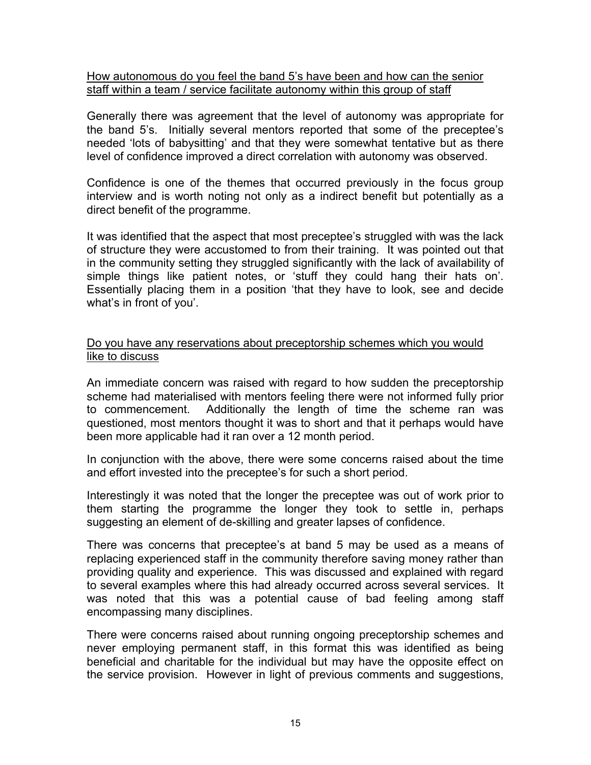<u>How autonomous do you feel the band 5's have been and how can the senior staff within a team / service facilitate autonomy within this group of staff</u>

Generally there was agreement that the level of autonomy was appropriate for the band 5's. Initially several mentors reported that some of the preceptee's needed 'lots of babysitting' and that they were somewhat tentative but as there level of confidence improved a direct correlation with autonomy was observed.

Confidence is one of the themes that occurred previously in the focus group interview and is worth noting not only as a indirect benefit but potentially as a direct benefit of the programme.

It was identified that the aspect that most preceptee's struggled with was the lack of structure they were accustomed to from their training. It was pointed out that in the community setting they struggled significantly with the lack of availability of simple things like patient notes, or 'stuff they could hang their hats on'. Essentially placing them in a position 'that they have to look, see and decide what's in front of you'.

<u>Do you have any reservations about preceptorship schemes which you would like to discuss</u>

An immediate concern was raised with regard to how sudden the preceptorship scheme had materialised with mentors feeling there were not informed fully prior to commencement. Additionally the length of time the scheme ran was questioned, most mentors thought it was to short and that it perhaps would have been more applicable had it ran over a 12 month period.

In conjunction with the above, there were some concerns raised about the time and effort invested into the preceptee's for such a short period.

Interestingly it was noted that the longer the preceptee was out of work prior to them starting the programme the longer they took to settle in, perhaps suggesting an element of de-skilling and greater lapses of confidence.

There was concerns that preceptee's at band 5 may be used as a means of replacing experienced staff in the community therefore saving money rather than providing quality and experience. This was discussed and explained with regard to several examples where this had already occurred across several services. It was noted that this was a potential cause of bad feeling among staff encompassing many disciplines.

There were concerns raised about running ongoing preceptorship schemes and never employing permanent staff, in this format this was identified as being beneficial and charitable for the individual but may have the opposite effect on the service provision. However in light of previous comments and suggestions,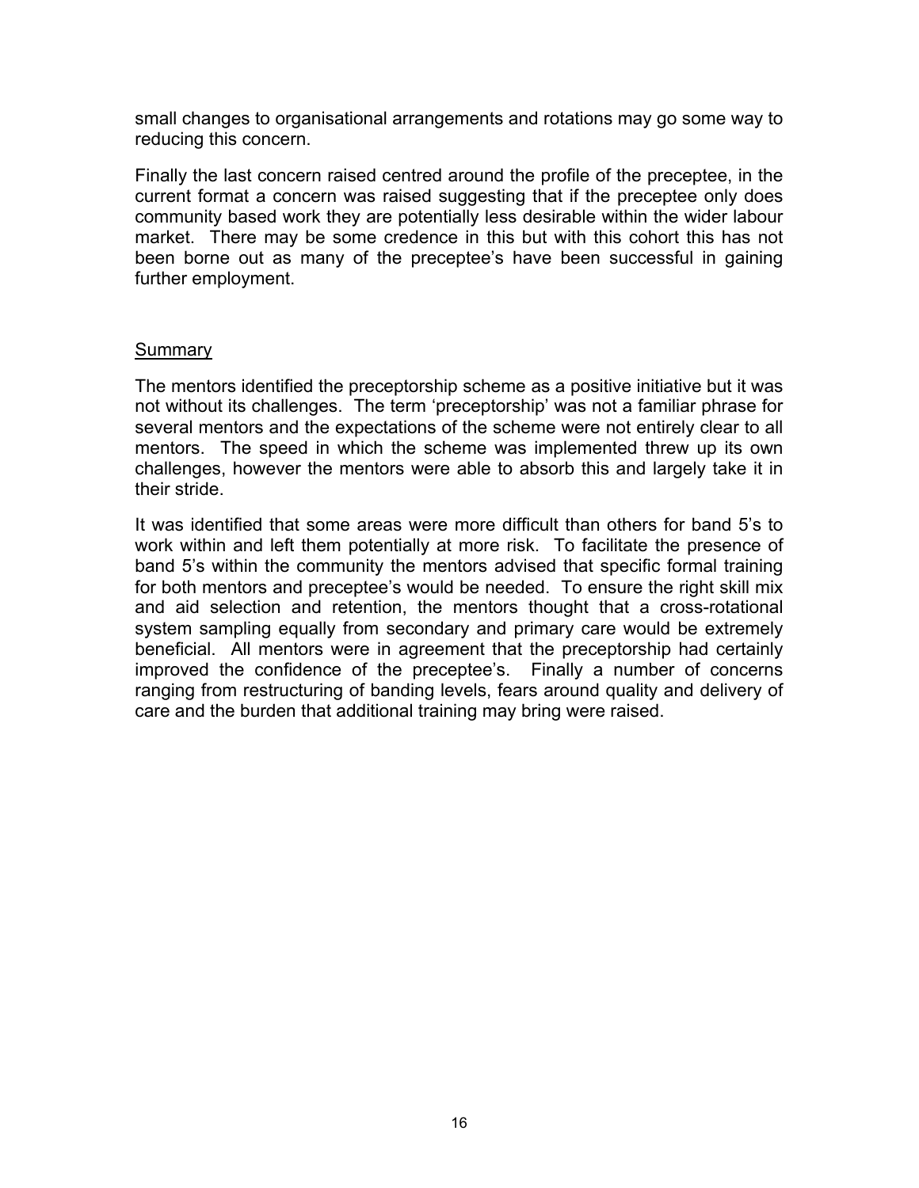small changes to organisational arrangements and rotations may go some way to reducing this concern.

Finally the last concern raised centred around the profile of the preceptee, in the current format a concern was raised suggesting that if the preceptee only does community based work they are potentially less desirable within the wider labour market. There may be some credence in this but with this cohort this has not been borne out as many of the preceptee's have been successful in gaining further employment.

## Summary

The mentors identified the preceptorship scheme as a positive initiative but it was not without its challenges. The term 'preceptorship' was not a familiar phrase for several mentors and the expectations of the scheme were not entirely clear to all mentors. The speed in which the scheme was implemented threw up its own challenges, however the mentors were able to absorb this and largely take it in their stride.

It was identified that some areas were more difficult than others for band 5's to work within and left them potentially at more risk. To facilitate the presence of band 5's within the community the mentors advised that specific formal training for both mentors and preceptee's would be needed. To ensure the right skill mix and aid selection and retention, the mentors thought that a cross-rotational system sampling equally from secondary and primary care would be extremely beneficial. All mentors were in agreement that the preceptorship had certainly improved the confidence of the preceptee's. Finally a number of concerns ranging from restructuring of banding levels, fears around quality and delivery of care and the burden that additional training may bring were raised.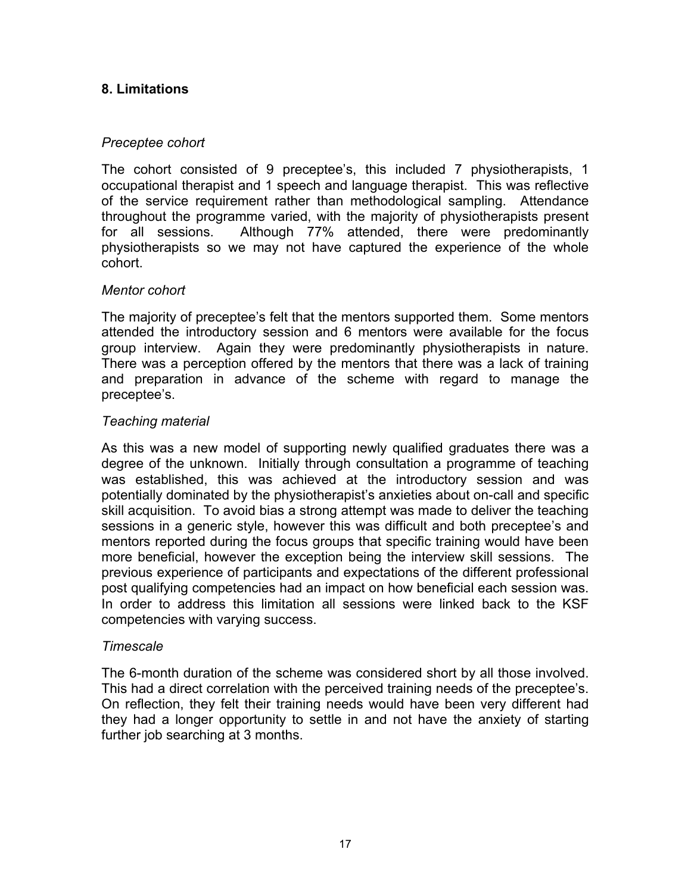## 8. Limitations

*Preceptee cohort*

The cohort consisted of 9 preceptee's, this included 7 physiotherapists, 1 occupational therapist and 1 speech and language therapist. This was reflective of the service requirement rather than methodological sampling. Attendance throughout the programme varied, with the majority of physiotherapists present for all sessions. Although 77% attended, there were predominantly physiotherapists so we may not have captured the experience of the whole cohort.

*Mentor cohort*

The majority of preceptee's felt that the mentors supported them. Some mentors attended the introductory session and 6 mentors were available for the focus group interview. Again they were predominantly physiotherapists in nature. There was a perception offered by the mentors that there was a lack of training and preparation in advance of the scheme with regard to manage the preceptee's.

*Teaching material*

As this was a new model of supporting newly qualified graduates there was a degree of the unknown. Initially through consultation a programme of teaching was established, this was achieved at the introductory session and was potentially dominated by the physiotherapist's anxieties about on-call and specific skill acquisition. To avoid bias a strong attempt was made to deliver the teaching sessions in a generic style, however this was difficult and both preceptee's and mentors reported during the focus groups that specific training would have been more beneficial, however the exception being the interview skill sessions. The previous experience of participants and expectations of the different professional post qualifying competencies had an impact on how beneficial each session was. In order to address this limitation all sessions were linked back to the KSF competencies with varying success.

*Timescale*

The 6-month duration of the scheme was considered short by all those involved. This had a direct correlation with the perceived training needs of the preceptee's. On reflection, they felt their training needs would have been very different had they had a longer opportunity to settle in and not have the anxiety of starting further job searching at 3 months.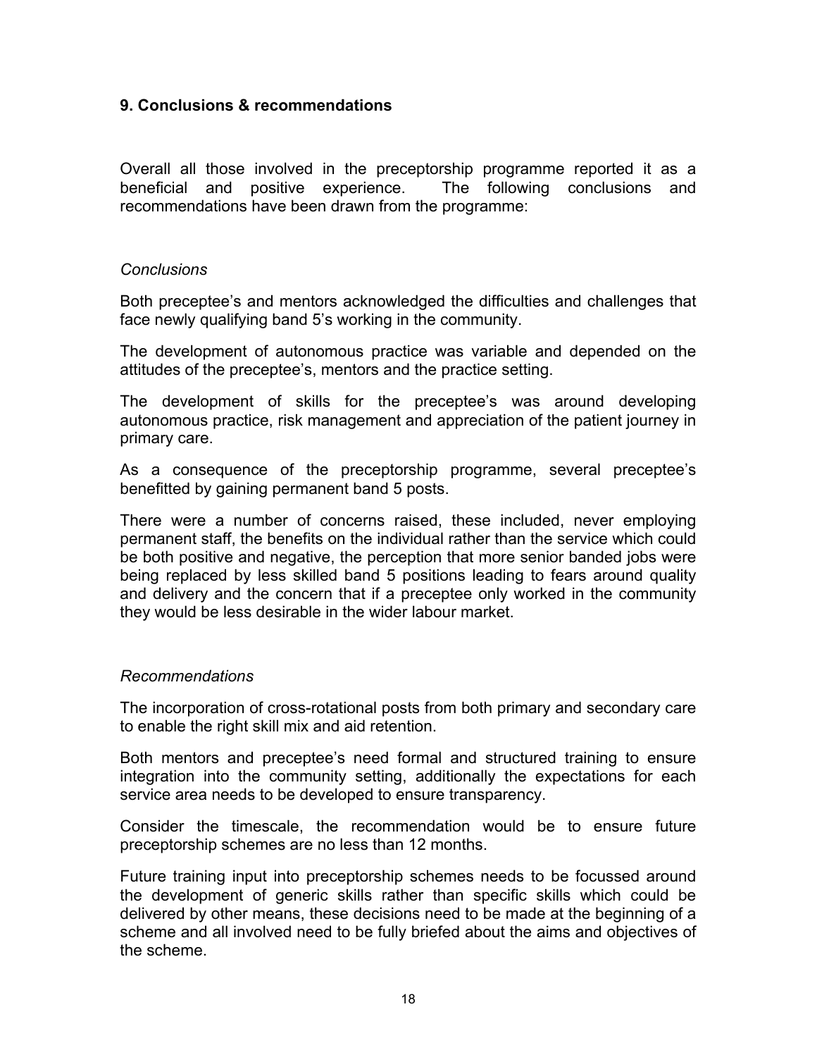## 9. Conclusions & recommendations

Overall all those involved in the preceptorship programme reported it as a beneficial and positive experience. The following conclusions and recommendations have been drawn from the programme:

*Conclusions*

Both preceptee's and mentors acknowledged the difficulties and challenges that face newly qualifying band 5's working in the community.

The development of autonomous practice was variable and depended on the attitudes of the preceptee's, mentors and the practice setting.

The development of skills for the preceptee's was around developing autonomous practice, risk management and appreciation of the patient journey in primary care.

As a consequence of the preceptorship programme, several preceptee's benefitted by gaining permanent band 5 posts.

There were a number of concerns raised, these included, never employing permanent staff, the benefits on the individual rather than the service which could be both positive and negative, the perception that more senior banded jobs were being replaced by less skilled band 5 positions leading to fears around quality and delivery and the concern that if a preceptee only worked in the community they would be less desirable in the wider labour market.

*Recommendations*

The incorporation of cross-rotational posts from both primary and secondary care to enable the right skill mix and aid retention.

Both mentors and preceptee's need formal and structured training to ensure integration into the community setting, additionally the expectations for each service area needs to be developed to ensure transparency.

Consider the timescale, the recommendation would be to ensure future preceptorship schemes are no less than 12 months.

Future training input into preceptorship schemes needs to be focussed around the development of generic skills rather than specific skills which could be delivered by other means, these decisions need to be made at the beginning of a scheme and all involved need to be fully briefed about the aims and objectives of the scheme.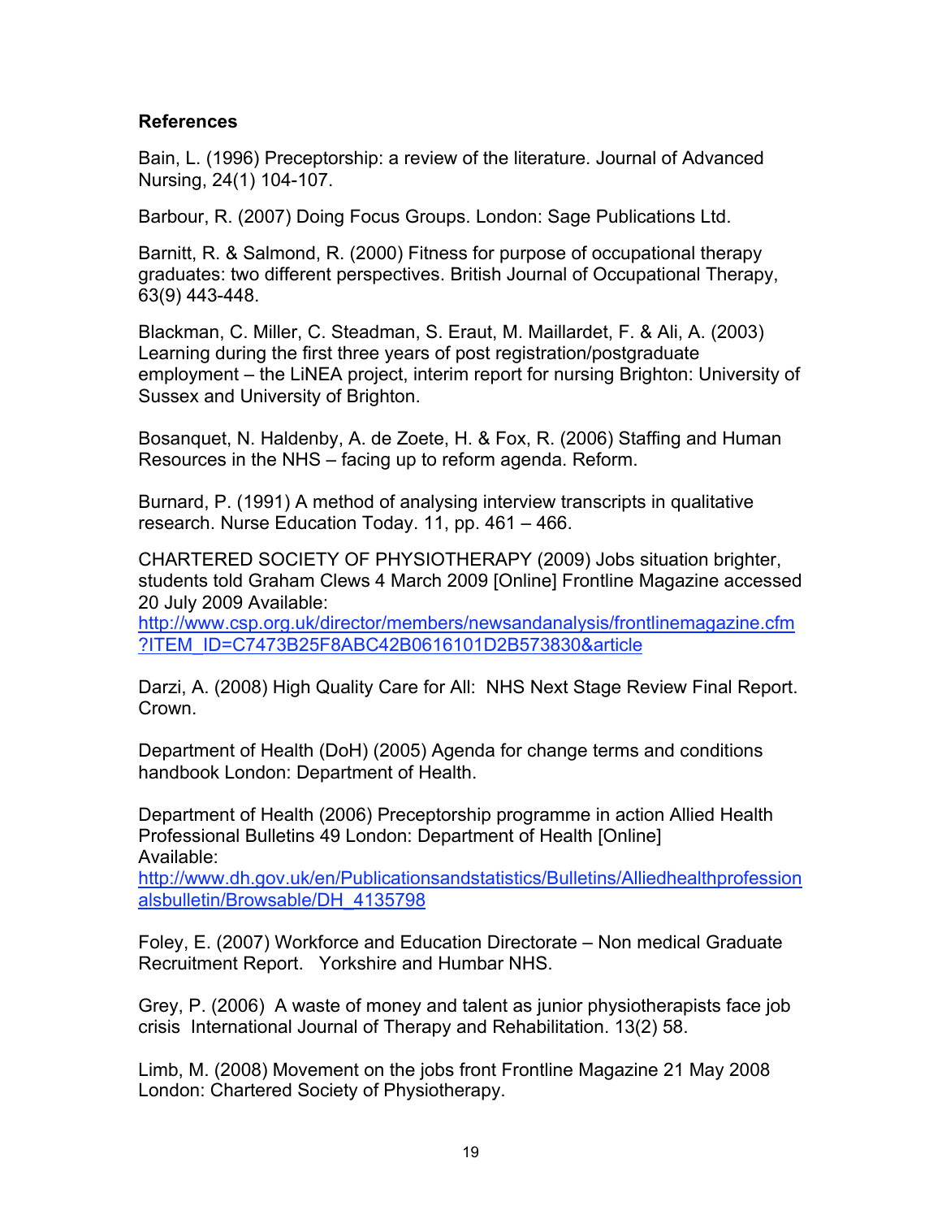**References**

Bain, L. (1996) Preceptorship: a review of the literature. Journal of Advanced Nursing, 24(1) 104-107.

Barbour, R. (2007) Doing Focus Groups. London: Sage Publications Ltd.

Barnitt, R. & Salmond, R. (2000) Fitness for purpose of occupational therapy graduates: two different perspectives. British Journal of Occupational Therapy, 63(9) 443-448.

Blackman, C. Miller, C. Steadman, S. Eraut, M. Maillardet, F. & Ali, A. (2003) Learning during the first three years of post registration/postgraduate employment – the LiNEA project, interim report for nursing Brighton: University of Sussex and University of Brighton.

Bosanquet, N. Haldenby, A. de Zoete, H. & Fox, R. (2006) Staffing and Human Resources in the NHS – facing up to reform agenda. Reform.

Burnard, P. (1991) A method of analysing interview transcripts in qualitative research. Nurse Education Today. 11, pp. 461 – 466.

CHARTERED SOCIETY OF PHYSIOTHERAPY (2009) Jobs situation brighter, students told Graham Clews 4 March 2009 [Online] Frontline Magazine accessed 20 July 2009 Available: http://www.csp.org.uk/director/members/newsandanalysis/frontlinemagazine.cfm?ITEM_ID=C7473B25F8ABC42B0616101D2B573830&article

Darzi, A. (2008) High Quality Care for All: NHS Next Stage Review Final Report. Crown.

Department of Health (DoH) (2005) Agenda for change terms and conditions handbook London: Department of Health.

Department of Health (2006) Preceptorship programme in action Allied Health Professional Bulletins 49 London: Department of Health [Online] Available: http://www.dh.gov.uk/en/Publicationsandstatistics/Bulletins/Alliedhealthprofessionalsbulletin/Browsable/DH_4135798

Foley, E. (2007) Workforce and Education Directorate – Non medical Graduate Recruitment Report. Yorkshire and Humbar NHS.

Grey, P. (2006) A waste of money and talent as junior physiotherapists face job crisis International Journal of Therapy and Rehabilitation. 13(2) 58.

Limb, M. (2008) Movement on the jobs front Frontline Magazine 21 May 2008 London: Chartered Society of Physiotherapy.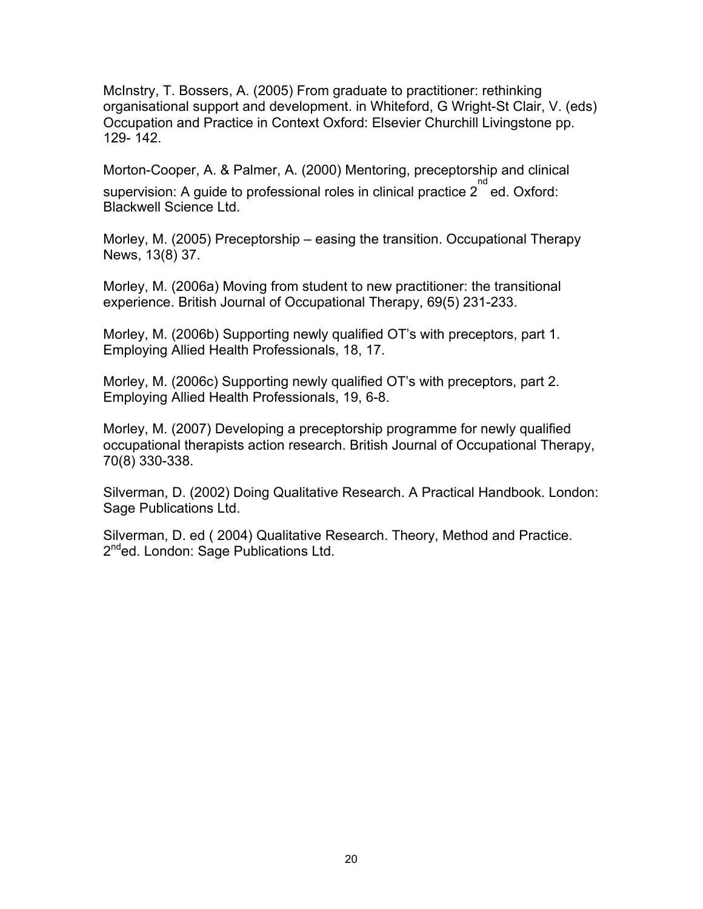McInstry, T. Bossers, A. (2005) From graduate to practitioner: rethinking organisational support and development. in Whiteford, G Wright-St Clair, V. (eds) Occupation and Practice in Context Oxford: Elsevier Churchill Livingstone pp. 129- 142.

Morton-Cooper, A. & Palmer, A. (2000) Mentoring, preceptorship and clinical supervision: A guide to professional roles in clinical practice 2nd ed. Oxford: Blackwell Science Ltd.

Morley, M. (2005) Preceptorship – easing the transition. Occupational Therapy News, 13(8) 37.

Morley, M. (2006a) Moving from student to new practitioner: the transitional experience. British Journal of Occupational Therapy, 69(5) 231-233.

Morley, M. (2006b) Supporting newly qualified OT's with preceptors, part 1. Employing Allied Health Professionals, 18, 17.

Morley, M. (2006c) Supporting newly qualified OT's with preceptors, part 2. Employing Allied Health Professionals, 19, 6-8.

Morley, M. (2007) Developing a preceptorship programme for newly qualified occupational therapists action research. British Journal of Occupational Therapy, 70(8) 330-338.

Silverman, D. (2002) Doing Qualitative Research. A Practical Handbook. London: Sage Publications Ltd.

Silverman, D. ed ( 2004) Qualitative Research. Theory, Method and Practice. 2nded. London: Sage Publications Ltd.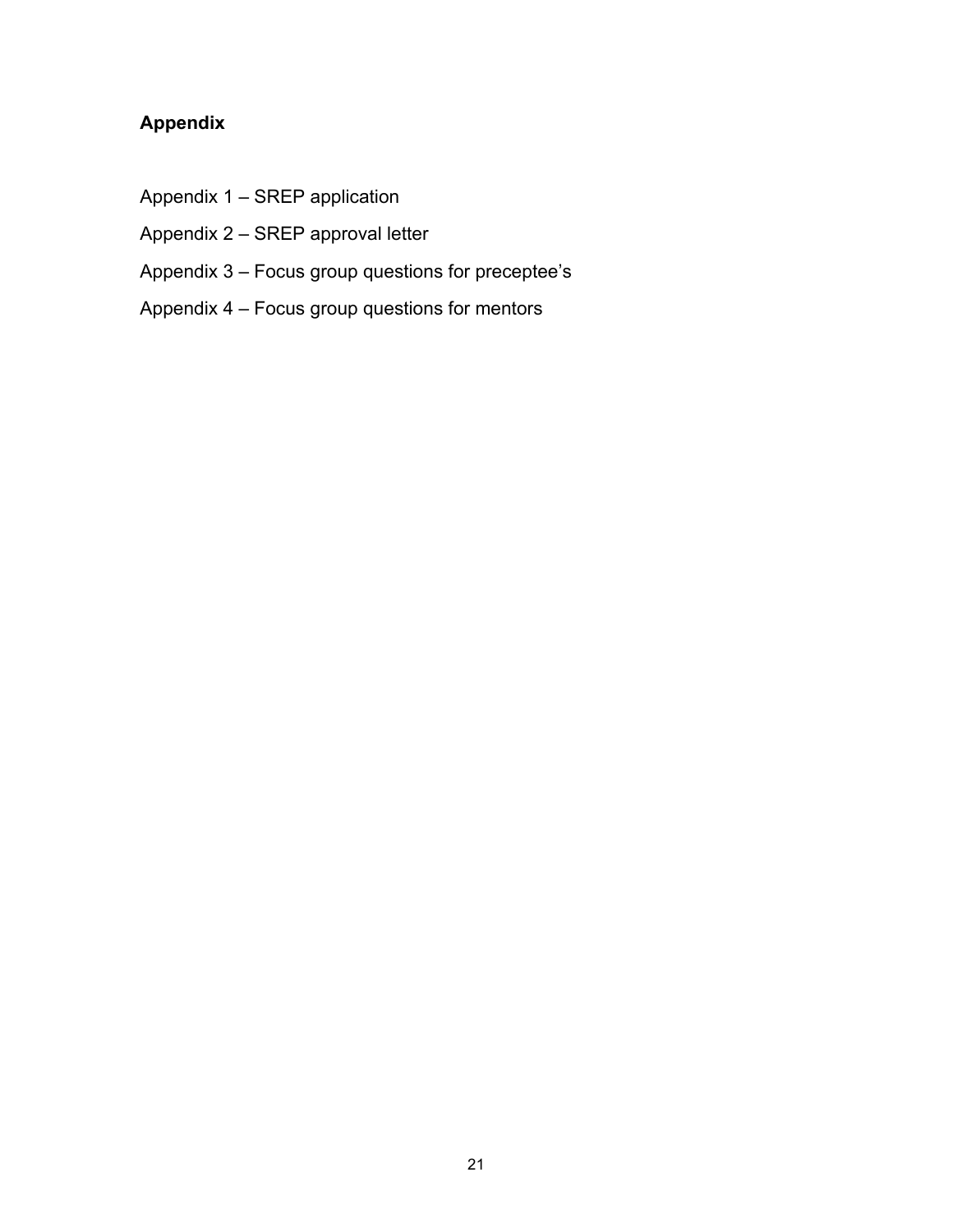## Appendix

Appendix 1 – SREP application

Appendix 2 – SREP approval letter

Appendix 3 – Focus group questions for preceptee's

Appendix 4 – Focus group questions for mentors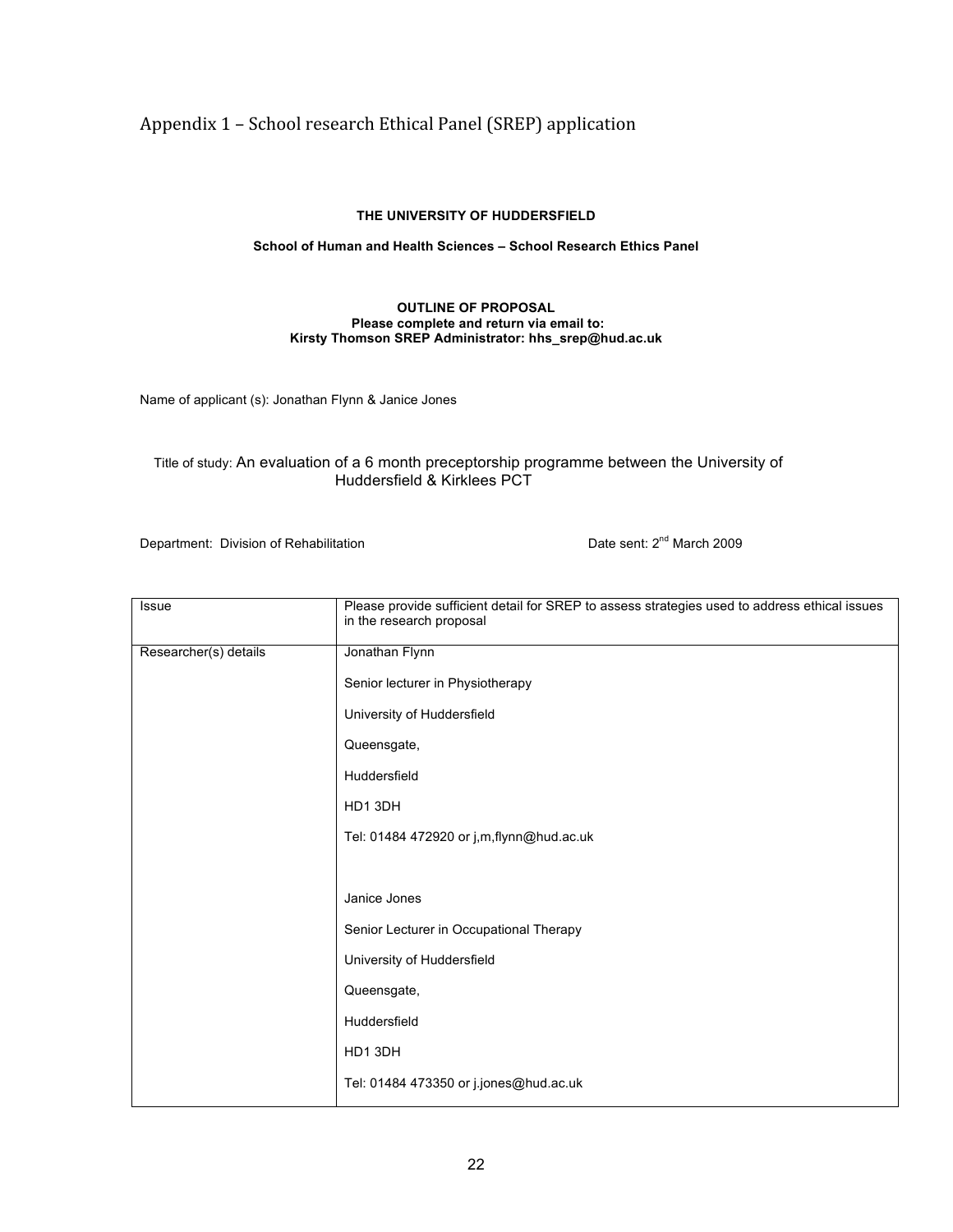## Appendix 1 – School research Ethical Panel (SREP) application

**THE UNIVERSITY OF HUDDERSFIELD**

**School of Human and Health Sciences – School Research Ethics Panel**

**OUTLINE OF PROPOSAL**
**Please complete and return via email to:**
**Kirsty Thomson SREP Administrator: hhs_srep@hud.ac.uk**

Name of applicant (s): Jonathan Flynn & Janice Jones

Title of study: An evaluation of a 6 month preceptorship programme between the University of Huddersfield & Kirklees PCT

Department: Division of Rehabilitation

Date sent: 2nd March 2009

| Issue | Please provide sufficient detail for SREP to assess strategies used to address ethical issues in the research proposal |
|---|---|
| Researcher(s) details | Jonathan Flynn<br><br>Senior lecturer in Physiotherapy<br><br>University of Huddersfield<br><br>Queensgate,<br><br>Huddersfield<br><br>HD1 3DH<br><br>Tel: 01484 472920 or j,m,flynn@hud.ac.uk<br><br><br>Janice Jones<br><br>Senior Lecturer in Occupational Therapy<br><br>University of Huddersfield<br><br>Queensgate,<br><br>Huddersfield<br><br>HD1 3DH<br><br>Tel: 01484 473350 or j.jones@hud.ac.uk |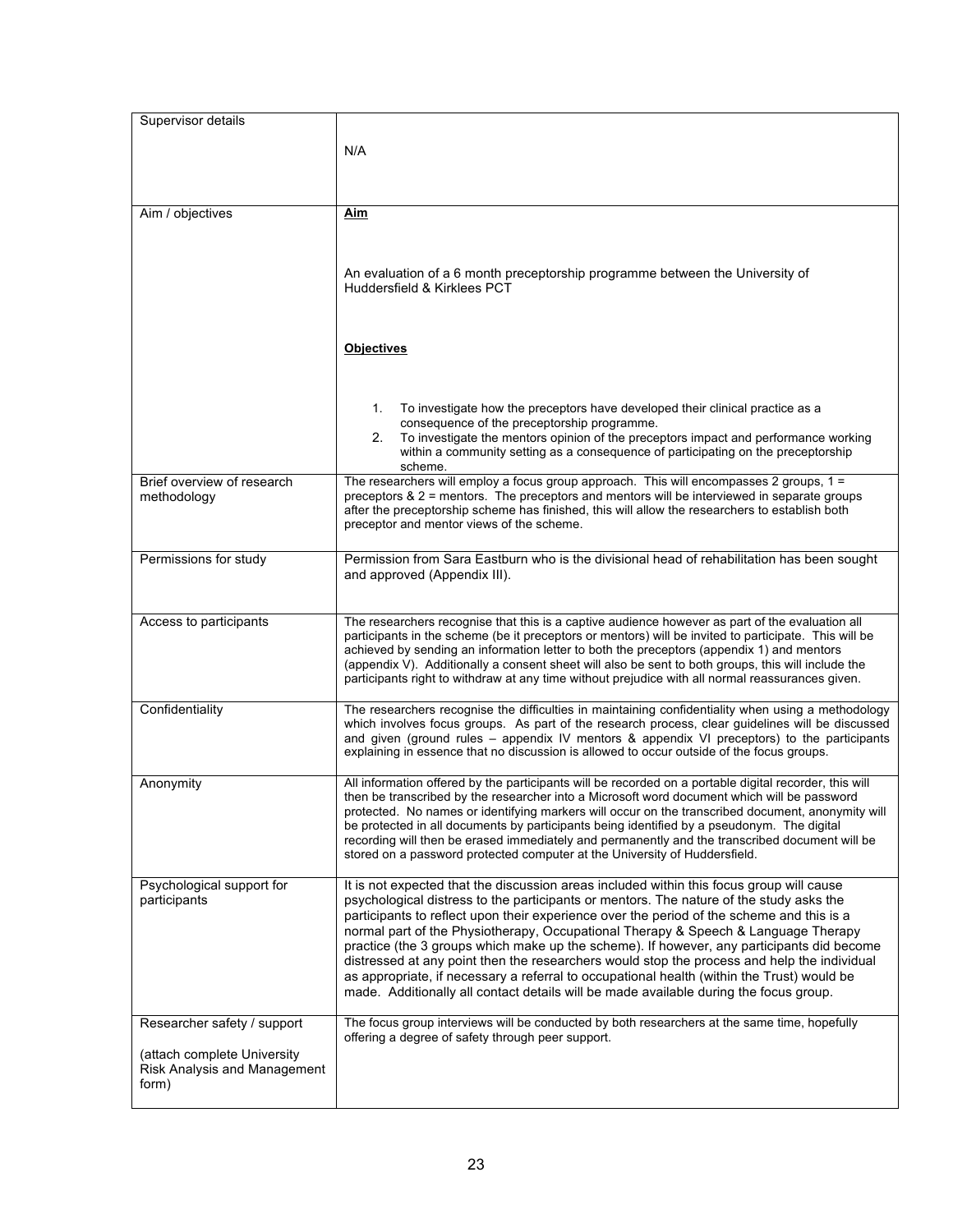| | |
|---|---|
| Supervisor details | N/A |
| Aim / objectives | **Aim**<br><br>An evaluation of a 6 month preceptorship programme between the University of Huddersfield & Kirklees PCT<br><br>**Objectives**<br><br>1. To investigate how the preceptors have developed their clinical practice as a consequence of the preceptorship programme.<br>2. To investigate the mentors opinion of the preceptors impact and performance working within a community setting as a consequence of participating on the preceptorship scheme. |
| Brief overview of research methodology | The researchers will employ a focus group approach. This will encompasses 2 groups, 1 = preceptors & 2 = mentors. The preceptors and mentors will be interviewed in separate groups after the preceptorship scheme has finished, this will allow the researchers to establish both preceptor and mentor views of the scheme. |
| Permissions for study | Permission from Sara Eastburn who is the divisional head of rehabilitation has been sought and approved (Appendix III). |
| Access to participants | The researchers recognise that this is a captive audience however as part of the evaluation all participants in the scheme (be it preceptors or mentors) will be invited to participate. This will be achieved by sending an information letter to both the preceptors (appendix 1) and mentors (appendix V). Additionally a consent sheet will also be sent to both groups, this will include the participants right to withdraw at any time without prejudice with all normal reassurances given. |
| Confidentiality | The researchers recognise the difficulties in maintaining confidentiality when using a methodology which involves focus groups. As part of the research process, clear guidelines will be discussed and given (ground rules – appendix IV mentors & appendix VI preceptors) to the participants explaining in essence that no discussion is allowed to occur outside of the focus groups. |
| Anonymity | All information offered by the participants will be recorded on a portable digital recorder, this will then be transcribed by the researcher into a Microsoft word document which will be password protected. No names or identifying markers will occur on the transcribed document, anonymity will be protected in all documents by participants being identified by a pseudonym. The digital recording will then be erased immediately and permanently and the transcribed document will be stored on a password protected computer at the University of Huddersfield. |
| Psychological support for participants | It is not expected that the discussion areas included within this focus group will cause psychological distress to the participants or mentors. The nature of the study asks the participants to reflect upon their experience over the period of the scheme and this is a normal part of the Physiotherapy, Occupational Therapy & Speech & Language Therapy practice (the 3 groups which make up the scheme). If however, any participants did become distressed at any point then the researchers would stop the process and help the individual as appropriate, if necessary a referral to occupational health (within the Trust) would be made. Additionally all contact details will be made available during the focus group. |
| Researcher safety / support<br><br>(attach complete University Risk Analysis and Management form) | The focus group interviews will be conducted by both researchers at the same time, hopefully offering a degree of safety through peer support. |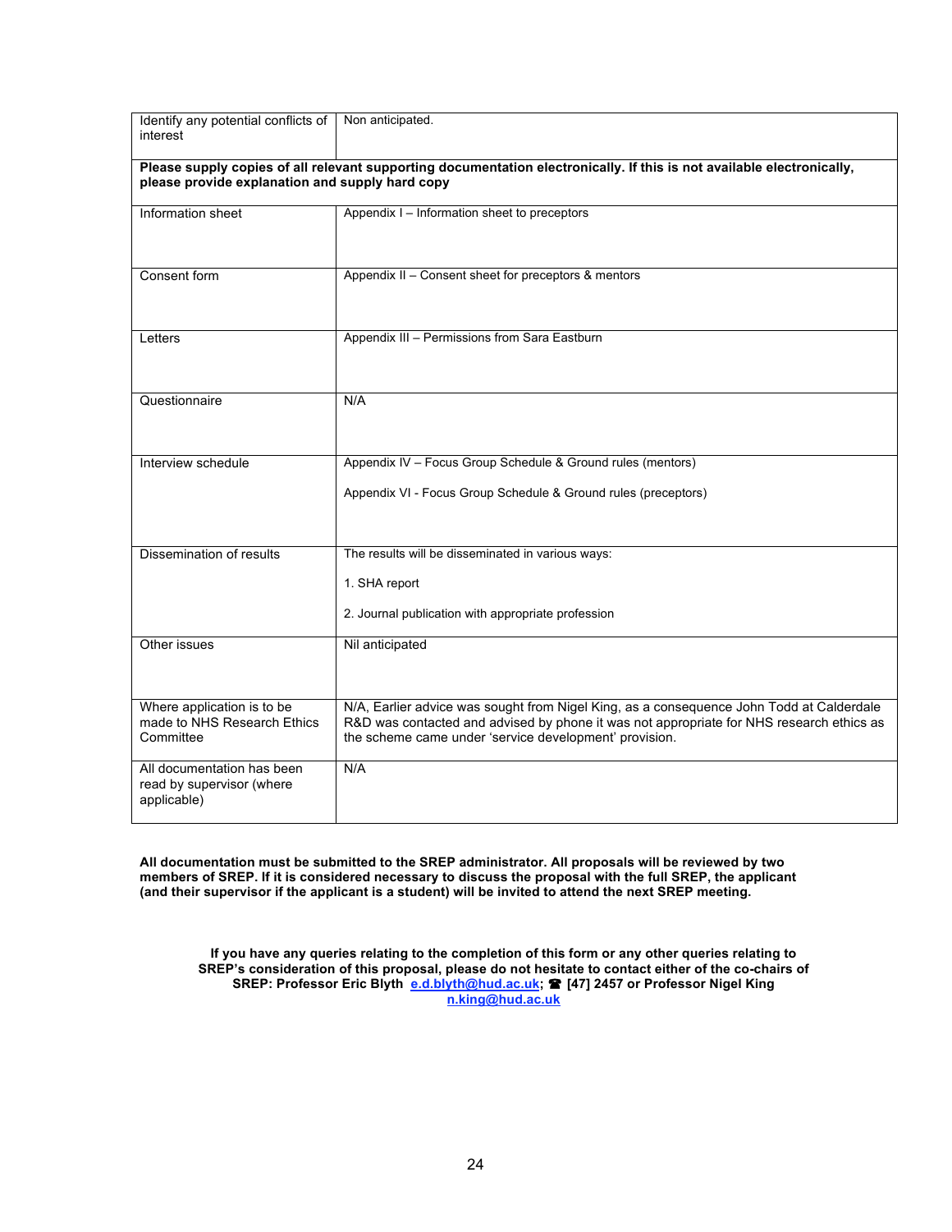| | |
|---|---|
| Identify any potential conflicts of interest | Non anticipated. |
| **Please supply copies of all relevant supporting documentation electronically. If this is not available electronically, please provide explanation and supply hard copy** | |
| Information sheet | Appendix I – Information sheet to preceptors |
| Consent form | Appendix II – Consent sheet for preceptors & mentors |
| Letters | Appendix III – Permissions from Sara Eastburn |
| Questionnaire | N/A |
| Interview schedule | Appendix IV – Focus Group Schedule & Ground rules (mentors)<br><br>Appendix VI - Focus Group Schedule & Ground rules (preceptors) |
| Dissemination of results | The results will be disseminated in various ways:<br><br>1. SHA report<br><br>2. Journal publication with appropriate profession |
| Other issues | Nil anticipated |
| Where application is to be made to NHS Research Ethics Committee | N/A, Earlier advice was sought from Nigel King, as a consequence John Todd at Calderdale R&D was contacted and advised by phone it was not appropriate for NHS research ethics as the scheme came under 'service development' provision. |
| All documentation has been read by supervisor (where applicable) | N/A |

**All documentation must be submitted to the SREP administrator. All proposals will be reviewed by two members of SREP. If it is considered necessary to discuss the proposal with the full SREP, the applicant (and their supervisor if the applicant is a student) will be invited to attend the next SREP meeting.**

**If you have any queries relating to the completion of this form or any other queries relating to SREP's consideration of this proposal, please do not hesitate to contact either of the co-chairs of SREP: Professor Eric Blyth [e.d.blyth@hud.ac.uk](mailto:e.d.blyth@hud.ac.uk); ☎ [47] 2457 or Professor Nigel King [n.king@hud.ac.uk](mailto:n.king@hud.ac.uk)**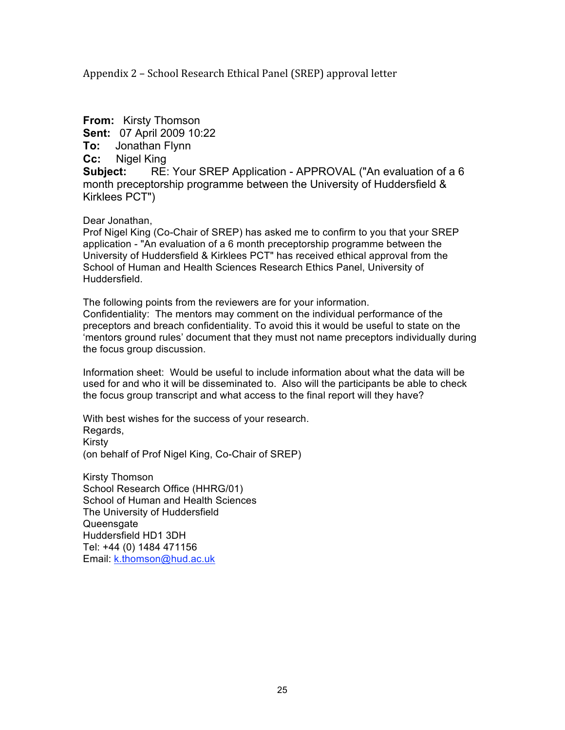## Appendix 2 – School Research Ethical Panel (SREP) approval letter

**From:** Kirsty Thomson
**Sent:** 07 April 2009 10:22
**To:** Jonathan Flynn
**Cc:** Nigel King
**Subject:** RE: Your SREP Application - APPROVAL ("An evaluation of a 6 month preceptorship programme between the University of Huddersfield & Kirklees PCT")

Dear Jonathan,
Prof Nigel King (Co-Chair of SREP) has asked me to confirm to you that your SREP application - "An evaluation of a 6 month preceptorship programme between the University of Huddersfield & Kirklees PCT" has received ethical approval from the School of Human and Health Sciences Research Ethics Panel, University of Huddersfield.

The following points from the reviewers are for your information.
Confidentiality: The mentors may comment on the individual performance of the preceptors and breach confidentiality. To avoid this it would be useful to state on the 'mentors ground rules' document that they must not name preceptors individually during the focus group discussion.

Information sheet: Would be useful to include information about what the data will be used for and who it will be disseminated to. Also will the participants be able to check the focus group transcript and what access to the final report will they have?

With best wishes for the success of your research.
Regards,
Kirsty
(on behalf of Prof Nigel King, Co-Chair of SREP)

Kirsty Thomson
School Research Office (HHRG/01)
School of Human and Health Sciences
The University of Huddersfield
Queensgate
Huddersfield HD1 3DH
Tel: +44 (0) 1484 471156
Email: k.thomson@hud.ac.uk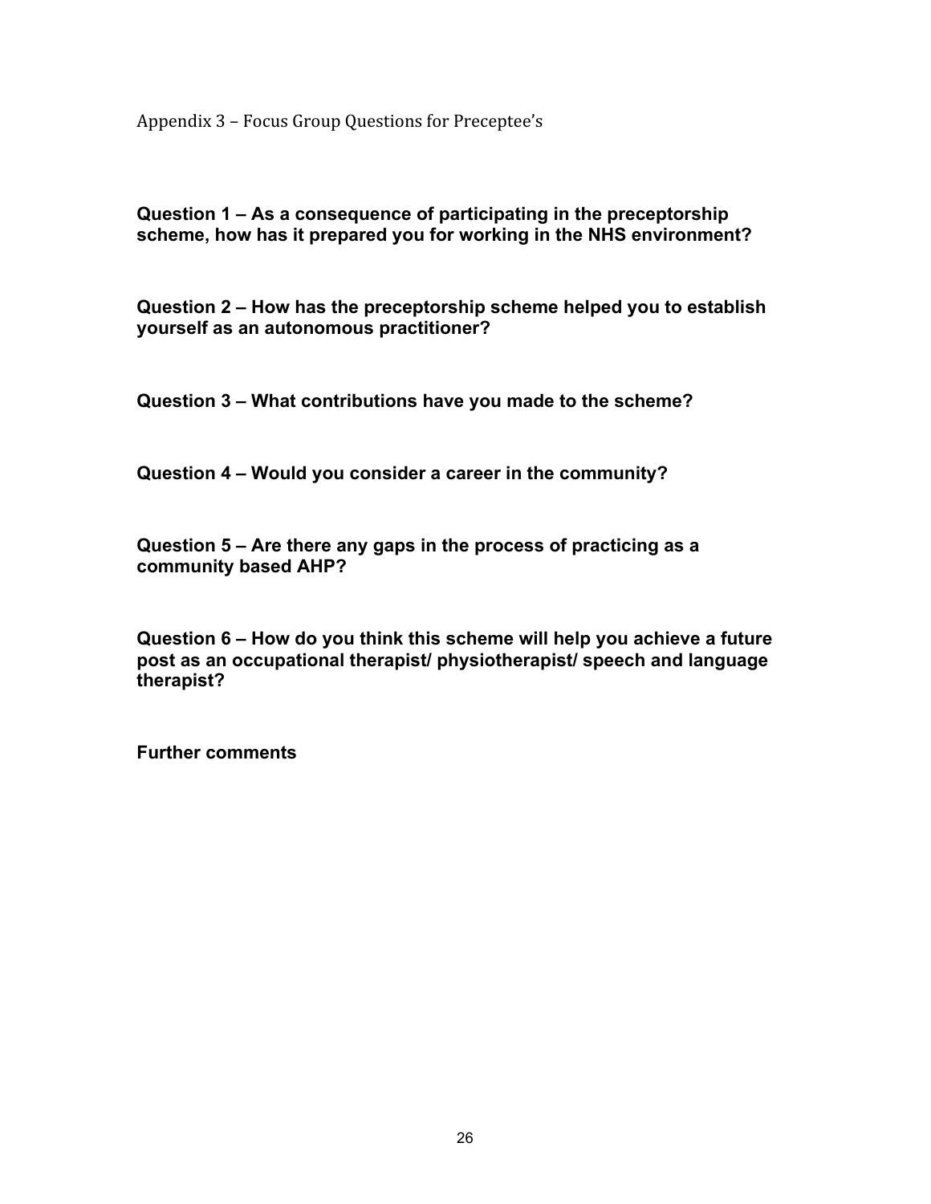Appendix 3 – Focus Group Questions for Preceptee's

**Question 1 – As a consequence of participating in the preceptorship scheme, how has it prepared you for working in the NHS environment?**

**Question 2 – How has the preceptorship scheme helped you to establish yourself as an autonomous practitioner?**

**Question 3 – What contributions have you made to the scheme?**

**Question 4 – Would you consider a career in the community?**

**Question 5 – Are there any gaps in the process of practicing as a community based AHP?**

**Question 6 – How do you think this scheme will help you achieve a future post as an occupational therapist/ physiotherapist/ speech and language therapist?**

**Further comments**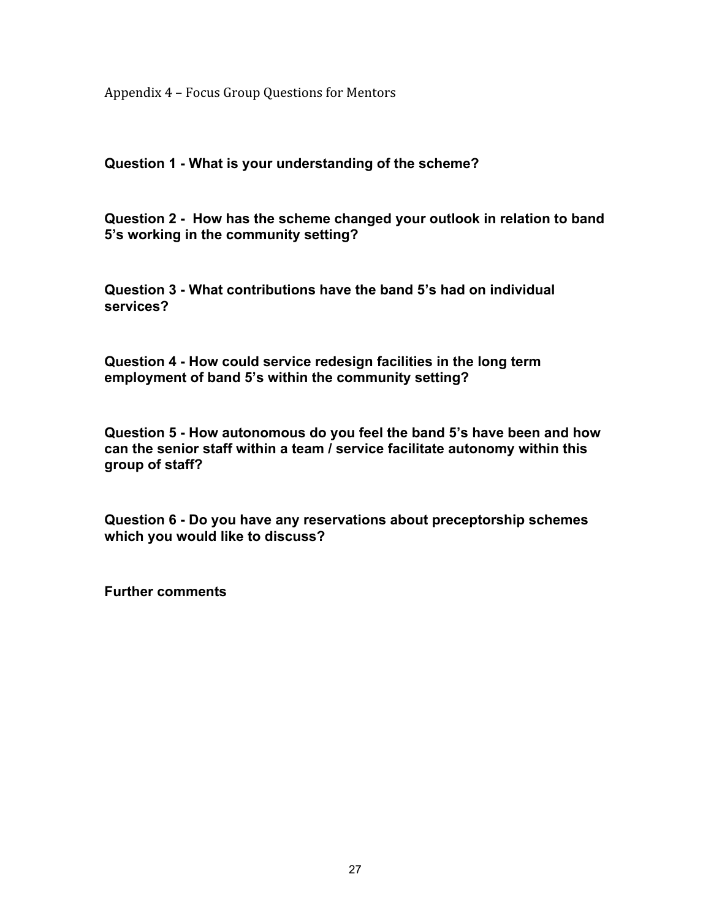Appendix 4 – Focus Group Questions for Mentors

**Question 1 - What is your understanding of the scheme?**

**Question 2 - How has the scheme changed your outlook in relation to band 5's working in the community setting?**

**Question 3 - What contributions have the band 5's had on individual services?**

**Question 4 - How could service redesign facilities in the long term employment of band 5's within the community setting?**

**Question 5 - How autonomous do you feel the band 5's have been and how can the senior staff within a team / service facilitate autonomy within this group of staff?**

**Question 6 - Do you have any reservations about preceptorship schemes which you would like to discuss?**

**Further comments**